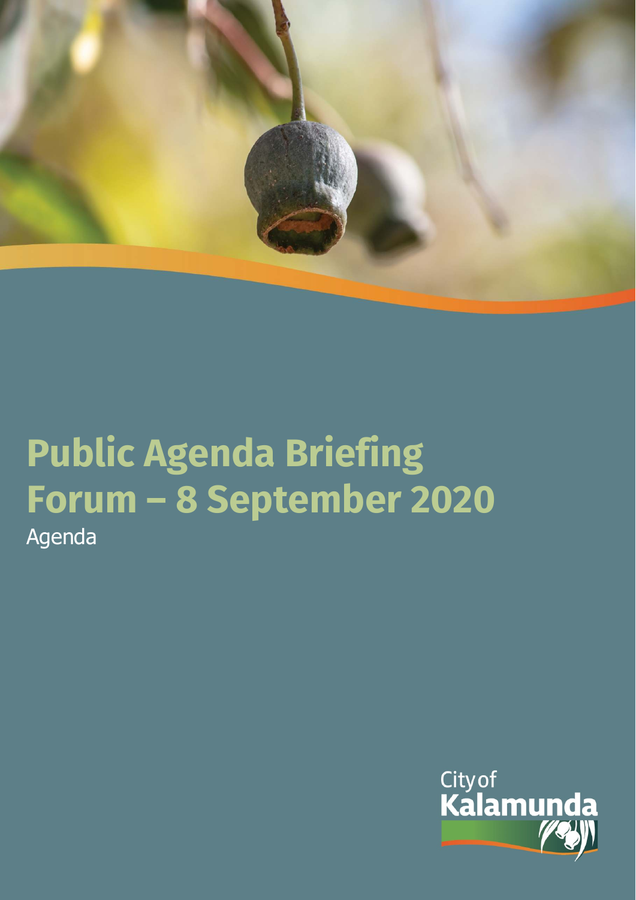# Public Agenda Briefing Forum – 8 September 2020

Agenda

City of Kalamunda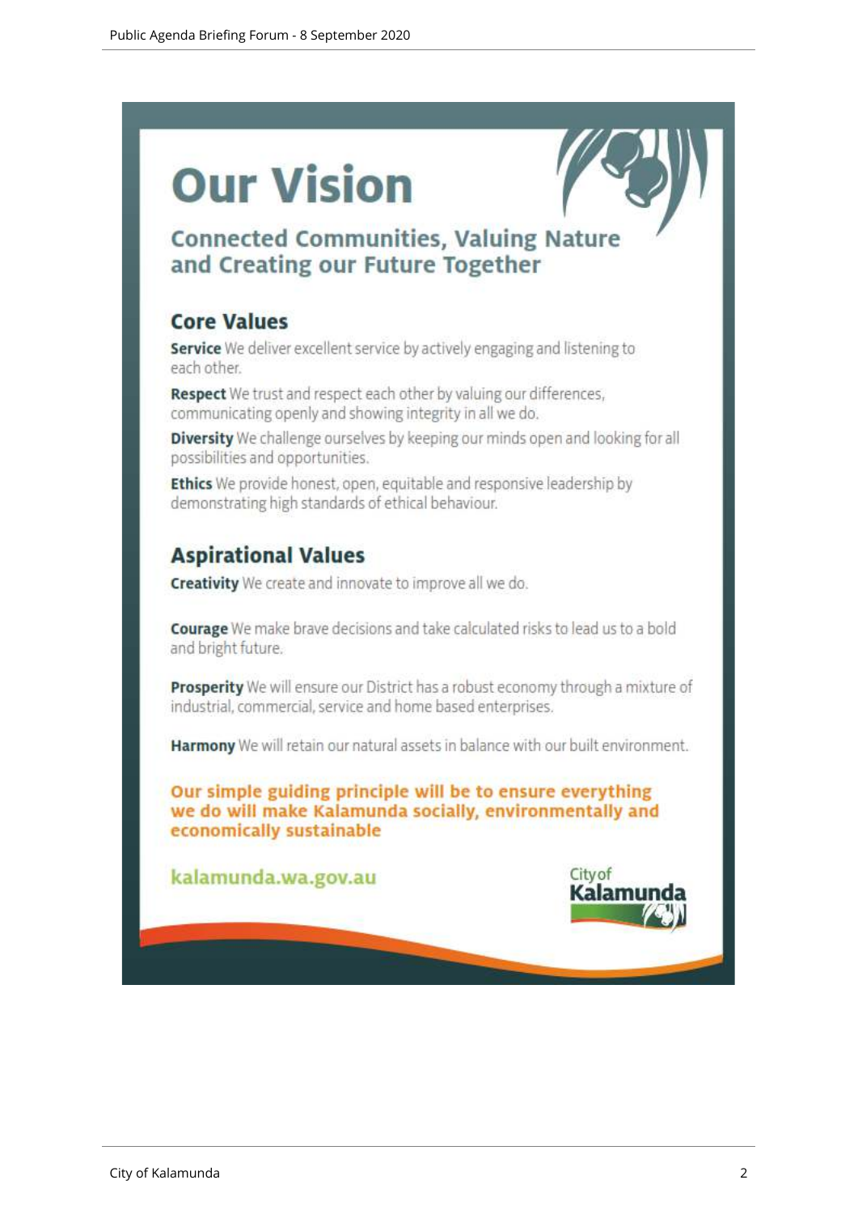# Our Vision

## Connected Communities, Valuing Nature and Creating our Future Together

### Core Values

**Service** We deliver excellent service by actively engaging and listening to each other.

**Respect** We trust and respect each other by valuing our differences, communicating openly and showing integrity in all we do.

**Diversity** We challenge ourselves by keeping our minds open and looking for all possibilities and opportunities.

**Ethics** We provide honest, open, equitable and responsive leadership by demonstrating high standards of ethical behaviour.

### Aspirational Values

**Creativity** We create and innovate to improve all we do.

**Courage** We make brave decisions and take calculated risks to lead us to a bold and bright future.

**Prosperity** We will ensure our District has a robust economy through a mixture of industrial, commercial, service and home based enterprises.

**Harmony** We will retain our natural assets in balance with our built environment.

**Our simple guiding principle will be to ensure everything we do will make Kalamunda socially, environmentally and economically sustainable**

kalamunda.wa.gov.au

City of Kalamunda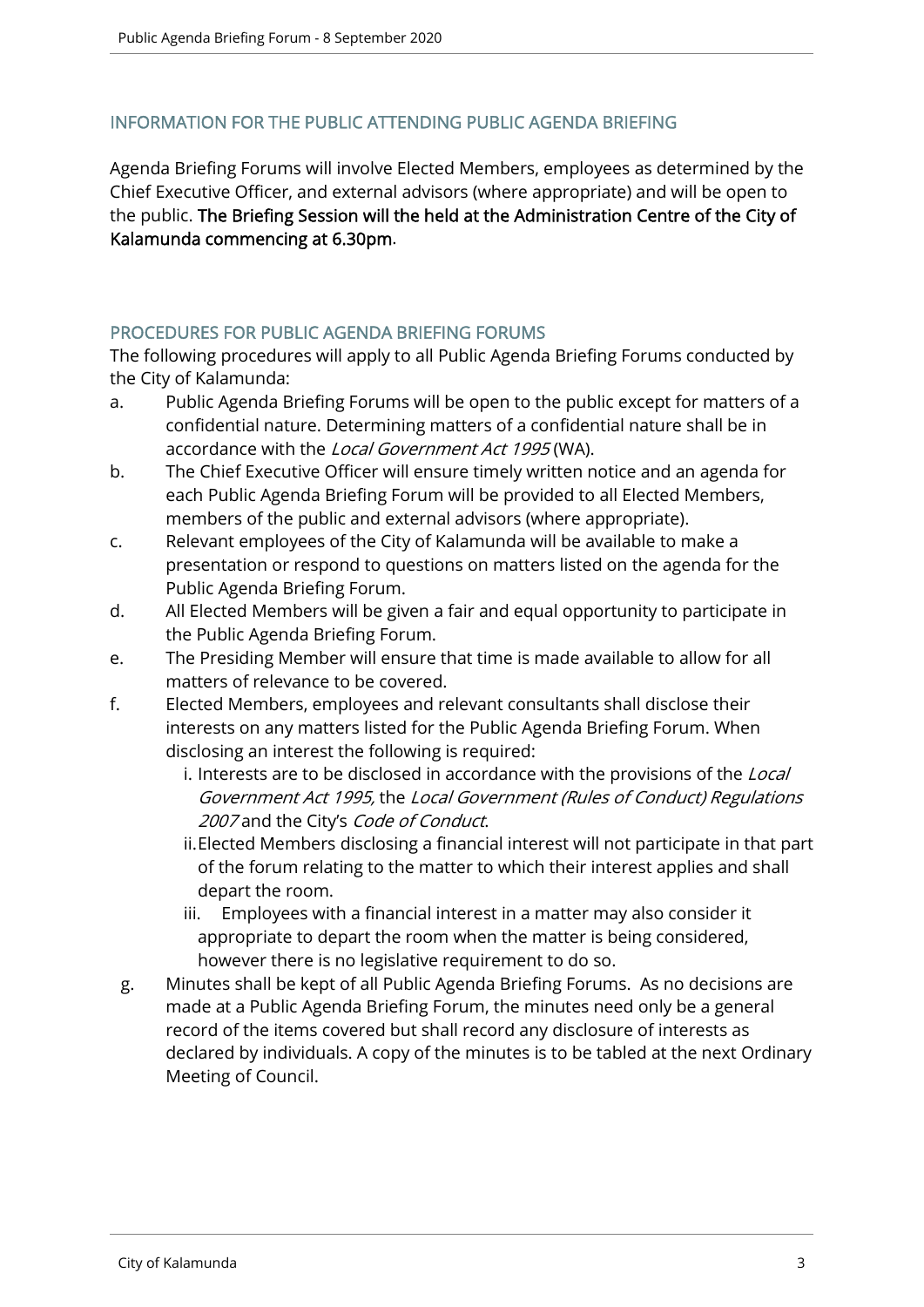## INFORMATION FOR THE PUBLIC ATTENDING PUBLIC AGENDA BRIEFING

Agenda Briefing Forums will involve Elected Members, employees as determined by the Chief Executive Officer, and external advisors (where appropriate) and will be open to the public. **The Briefing Session will the held at the Administration Centre of the City of Kalamunda commencing at 6.30pm**.

## PROCEDURES FOR PUBLIC AGENDA BRIEFING FORUMS

The following procedures will apply to all Public Agenda Briefing Forums conducted by the City of Kalamunda:

a. Public Agenda Briefing Forums will be open to the public except for matters of a confidential nature. Determining matters of a confidential nature shall be in accordance with the *Local Government Act 1995* (WA).

b. The Chief Executive Officer will ensure timely written notice and an agenda for each Public Agenda Briefing Forum will be provided to all Elected Members, members of the public and external advisors (where appropriate).

c. Relevant employees of the City of Kalamunda will be available to make a presentation or respond to questions on matters listed on the agenda for the Public Agenda Briefing Forum.

d. All Elected Members will be given a fair and equal opportunity to participate in the Public Agenda Briefing Forum.

e. The Presiding Member will ensure that time is made available to allow for all matters of relevance to be covered.

f. Elected Members, employees and relevant consultants shall disclose their interests on any matters listed for the Public Agenda Briefing Forum. When disclosing an interest the following is required:

   i. Interests are to be disclosed in accordance with the provisions of the *Local Government Act 1995,* the *Local Government (Rules of Conduct) Regulations 2007* and the City's *Code of Conduct*.

   ii. Elected Members disclosing a financial interest will not participate in that part of the forum relating to the matter to which their interest applies and shall depart the room.

   iii. Employees with a financial interest in a matter may also consider it appropriate to depart the room when the matter is being considered, however there is no legislative requirement to do so.

g. Minutes shall be kept of all Public Agenda Briefing Forums. As no decisions are made at a Public Agenda Briefing Forum, the minutes need only be a general record of the items covered but shall record any disclosure of interests as declared by individuals. A copy of the minutes is to be tabled at the next Ordinary Meeting of Council.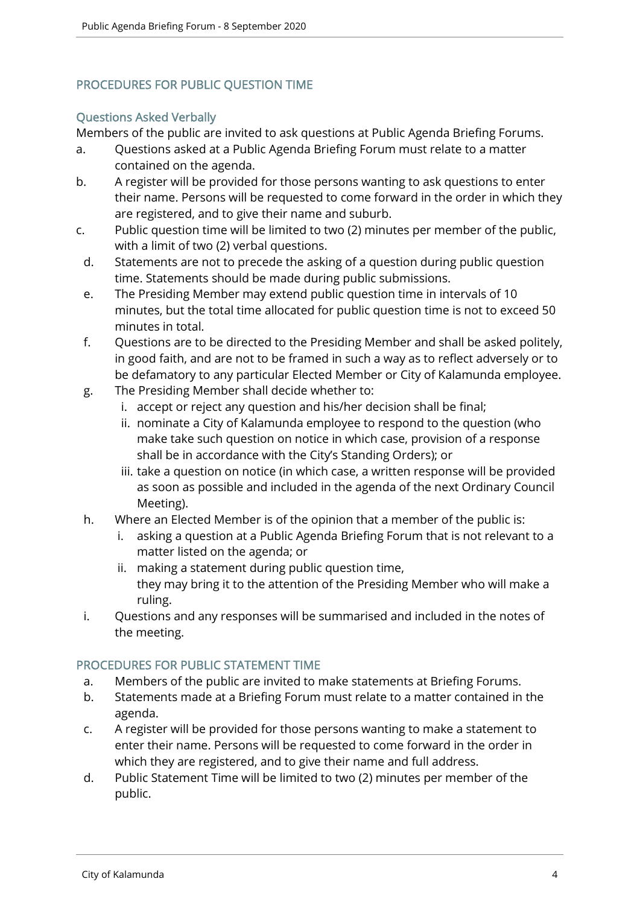## PROCEDURES FOR PUBLIC QUESTION TIME

### Questions Asked Verbally

Members of the public are invited to ask questions at Public Agenda Briefing Forums.

a. Questions asked at a Public Agenda Briefing Forum must relate to a matter contained on the agenda.

b. A register will be provided for those persons wanting to ask questions to enter their name. Persons will be requested to come forward in the order in which they are registered, and to give their name and suburb.

c. Public question time will be limited to two (2) minutes per member of the public, with a limit of two (2) verbal questions.

d. Statements are not to precede the asking of a question during public question time. Statements should be made during public submissions.

e. The Presiding Member may extend public question time in intervals of 10 minutes, but the total time allocated for public question time is not to exceed 50 minutes in total.

f. Questions are to be directed to the Presiding Member and shall be asked politely, in good faith, and are not to be framed in such a way as to reflect adversely or to be defamatory to any particular Elected Member or City of Kalamunda employee.

g. The Presiding Member shall decide whether to:
   i. accept or reject any question and his/her decision shall be final;
   ii. nominate a City of Kalamunda employee to respond to the question (who make take such question on notice in which case, provision of a response shall be in accordance with the City's Standing Orders); or
   iii. take a question on notice (in which case, a written response will be provided as soon as possible and included in the agenda of the next Ordinary Council Meeting).

h. Where an Elected Member is of the opinion that a member of the public is:
   i. asking a question at a Public Agenda Briefing Forum that is not relevant to a matter listed on the agenda; or
   ii. making a statement during public question time,
   they may bring it to the attention of the Presiding Member who will make a ruling.

i. Questions and any responses will be summarised and included in the notes of the meeting.

## PROCEDURES FOR PUBLIC STATEMENT TIME

a. Members of the public are invited to make statements at Briefing Forums.

b. Statements made at a Briefing Forum must relate to a matter contained in the agenda.

c. A register will be provided for those persons wanting to make a statement to enter their name. Persons will be requested to come forward in the order in which they are registered, and to give their name and full address.

d. Public Statement Time will be limited to two (2) minutes per member of the public.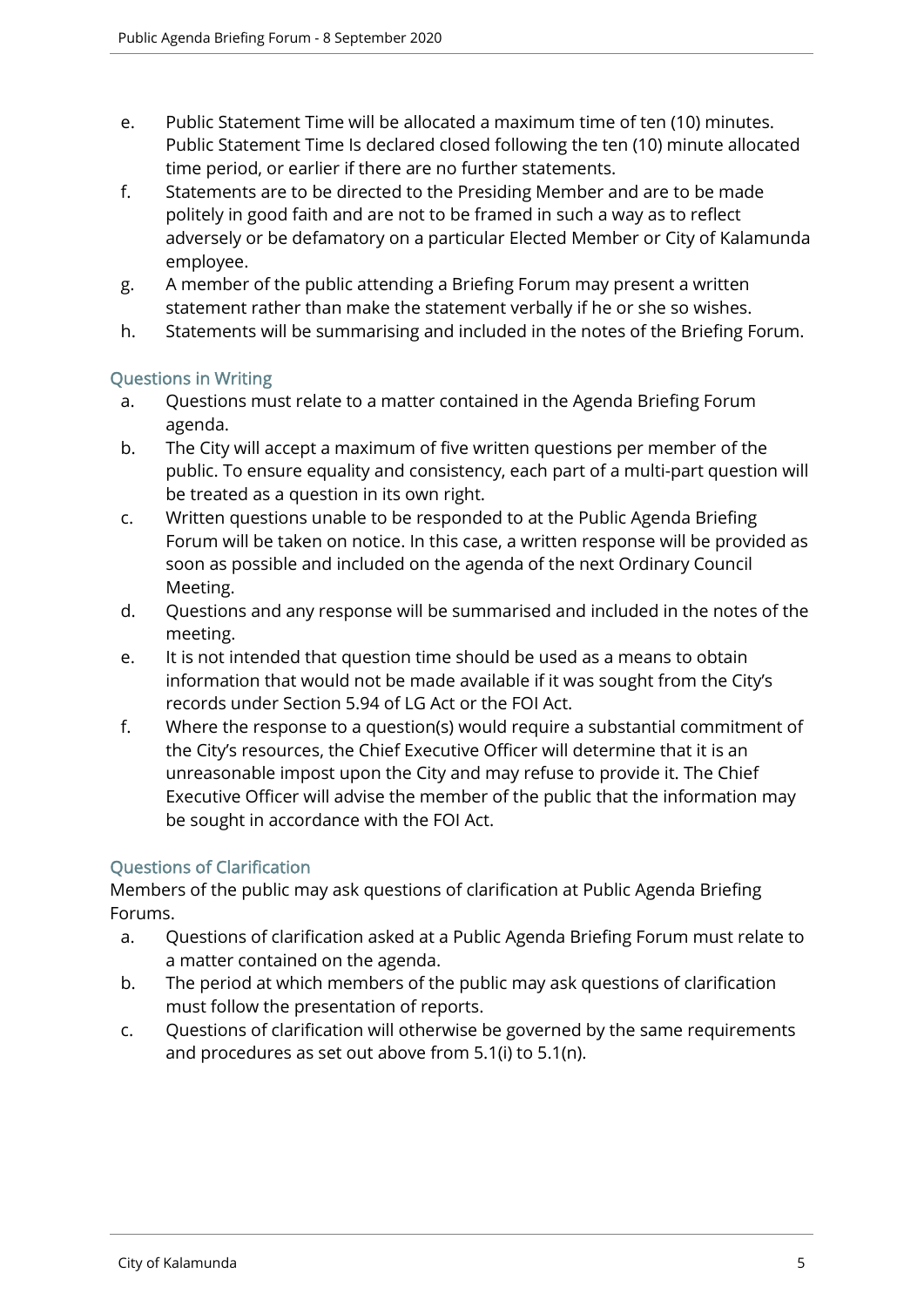e. Public Statement Time will be allocated a maximum time of ten (10) minutes. Public Statement Time Is declared closed following the ten (10) minute allocated time period, or earlier if there are no further statements.

f. Statements are to be directed to the Presiding Member and are to be made politely in good faith and are not to be framed in such a way as to reflect adversely or be defamatory on a particular Elected Member or City of Kalamunda employee.

g. A member of the public attending a Briefing Forum may present a written statement rather than make the statement verbally if he or she so wishes.

h. Statements will be summarising and included in the notes of the Briefing Forum.

### Questions in Writing

a. Questions must relate to a matter contained in the Agenda Briefing Forum agenda.

b. The City will accept a maximum of five written questions per member of the public. To ensure equality and consistency, each part of a multi-part question will be treated as a question in its own right.

c. Written questions unable to be responded to at the Public Agenda Briefing Forum will be taken on notice. In this case, a written response will be provided as soon as possible and included on the agenda of the next Ordinary Council Meeting.

d. Questions and any response will be summarised and included in the notes of the meeting.

e. It is not intended that question time should be used as a means to obtain information that would not be made available if it was sought from the City's records under Section 5.94 of LG Act or the FOI Act.

f. Where the response to a question(s) would require a substantial commitment of the City's resources, the Chief Executive Officer will determine that it is an unreasonable impost upon the City and may refuse to provide it. The Chief Executive Officer will advise the member of the public that the information may be sought in accordance with the FOI Act.

### Questions of Clarification

Members of the public may ask questions of clarification at Public Agenda Briefing Forums.

a. Questions of clarification asked at a Public Agenda Briefing Forum must relate to a matter contained on the agenda.

b. The period at which members of the public may ask questions of clarification must follow the presentation of reports.

c. Questions of clarification will otherwise be governed by the same requirements and procedures as set out above from 5.1(i) to 5.1(n).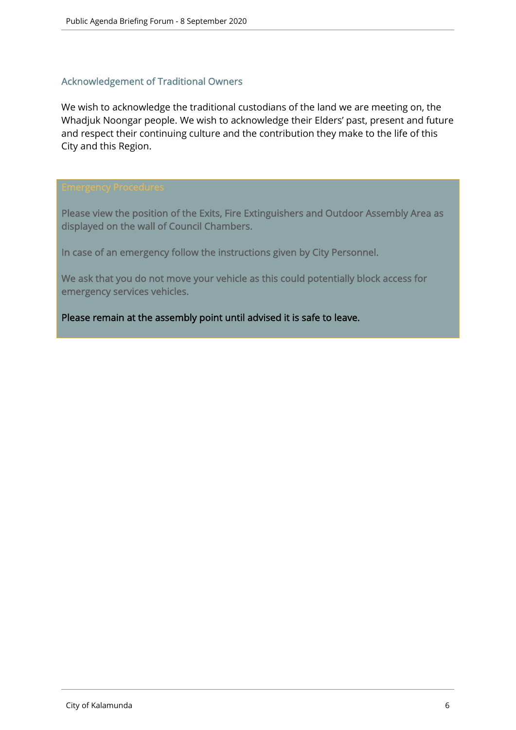## Acknowledgement of Traditional Owners

We wish to acknowledge the traditional custodians of the land we are meeting on, the Whadjuk Noongar people. We wish to acknowledge their Elders' past, present and future and respect their continuing culture and the contribution they make to the life of this City and this Region.

## Emergency Procedures

Please view the position of the Exits, Fire Extinguishers and Outdoor Assembly Area as displayed on the wall of Council Chambers.

In case of an emergency follow the instructions given by City Personnel.

We ask that you do not move your vehicle as this could potentially block access for emergency services vehicles.

Please remain at the assembly point until advised it is safe to leave.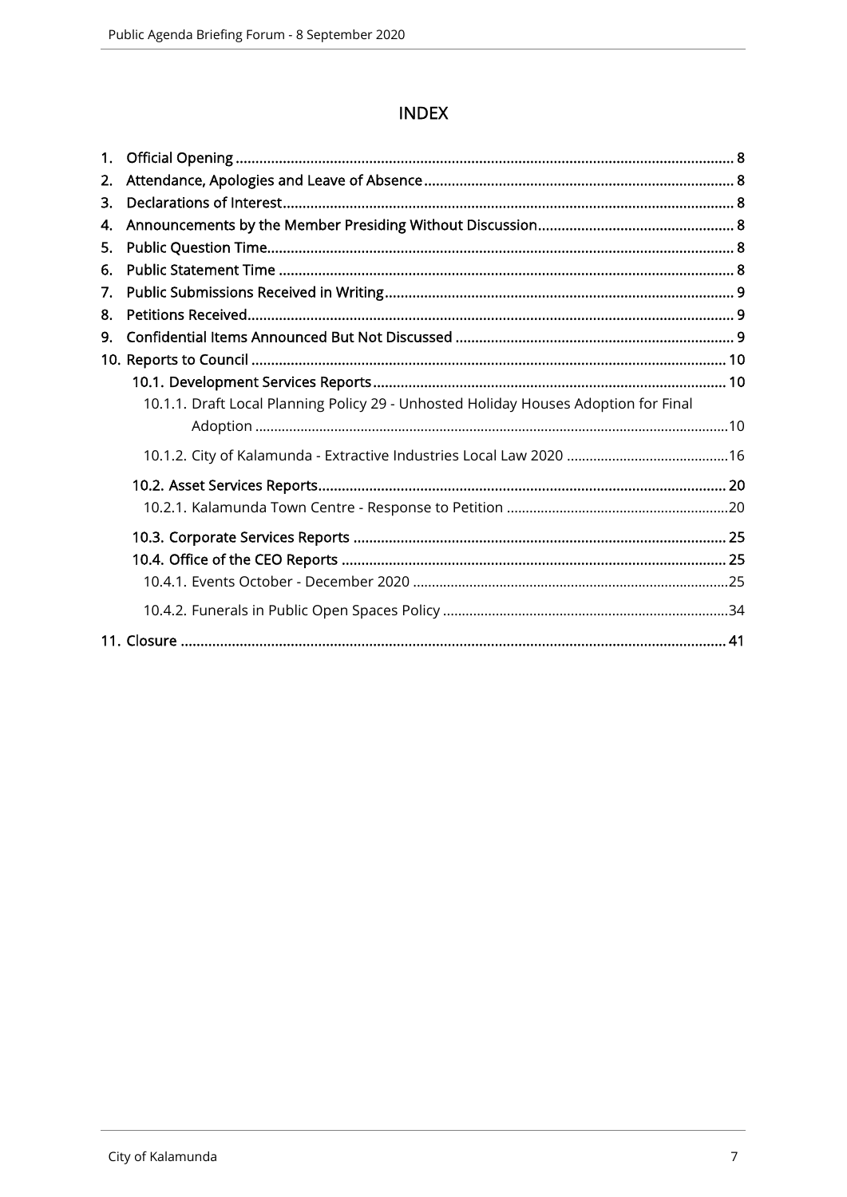# INDEX

1. Official Opening ........................................................................................................................ 8
2. Attendance, Apologies and Leave of Absence ......................................................................... 8
3. Declarations of Interest ............................................................................................................. 8
4. Announcements by the Member Presiding Without Discussion ............................................ 8
5. Public Question Time ................................................................................................................. 8
6. Public Statement Time .............................................................................................................. 8
7. Public Submissions Received in Writing ................................................................................... 9
8. Petitions Received ...................................................................................................................... 9
9. Confidential Items Announced But Not Discussed ................................................................. 9
10. Reports to Council ................................................................................................................... 10
    - 10.1. Development Services Reports ...................................................................................... 10
        - 10.1.1. Draft Local Planning Policy 29 - Unhosted Holiday Houses Adoption for Final Adoption ......................................................................................................................... 10
        - 10.1.2. City of Kalamunda - Extractive Industries Local Law 2020 ........................................ 16
    - 10.2. Asset Services Reports .................................................................................................... 20
        - 10.2.1. Kalamunda Town Centre - Response to Petition ....................................................... 20
    - 10.3. Corporate Services Reports ............................................................................................ 25
    - 10.4. Office of the CEO Reports ............................................................................................... 25
        - 10.4.1. Events October - December 2020 ............................................................................... 25
        - 10.4.2. Funerals in Public Open Spaces Policy ........................................................................ 34
11. Closure ...................................................................................................................................... 41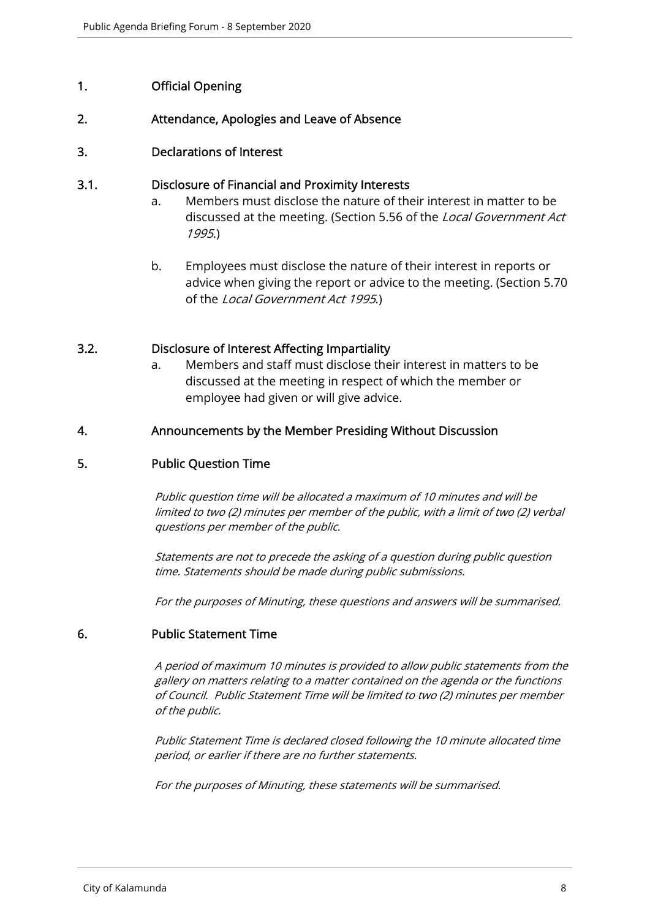# 1. Official Opening

# 2. Attendance, Apologies and Leave of Absence

# 3. Declarations of Interest

## 3.1. Disclosure of Financial and Proximity Interests

a. Members must disclose the nature of their interest in matter to be discussed at the meeting. (Section 5.56 of the *Local Government Act 1995*.)

b. Employees must disclose the nature of their interest in reports or advice when giving the report or advice to the meeting. (Section 5.70 of the *Local Government Act 1995*.)

## 3.2. Disclosure of Interest Affecting Impartiality

a. Members and staff must disclose their interest in matters to be discussed at the meeting in respect of which the member or employee had given or will give advice.

# 4. Announcements by the Member Presiding Without Discussion

# 5. Public Question Time

*Public question time will be allocated a maximum of 10 minutes and will be limited to two (2) minutes per member of the public, with a limit of two (2) verbal questions per member of the public.*

*Statements are not to precede the asking of a question during public question time. Statements should be made during public submissions.*

*For the purposes of Minuting, these questions and answers will be summarised.*

# 6. Public Statement Time

*A period of maximum 10 minutes is provided to allow public statements from the gallery on matters relating to a matter contained on the agenda or the functions of Council. Public Statement Time will be limited to two (2) minutes per member of the public.*

*Public Statement Time is declared closed following the 10 minute allocated time period, or earlier if there are no further statements.*

*For the purposes of Minuting, these statements will be summarised.*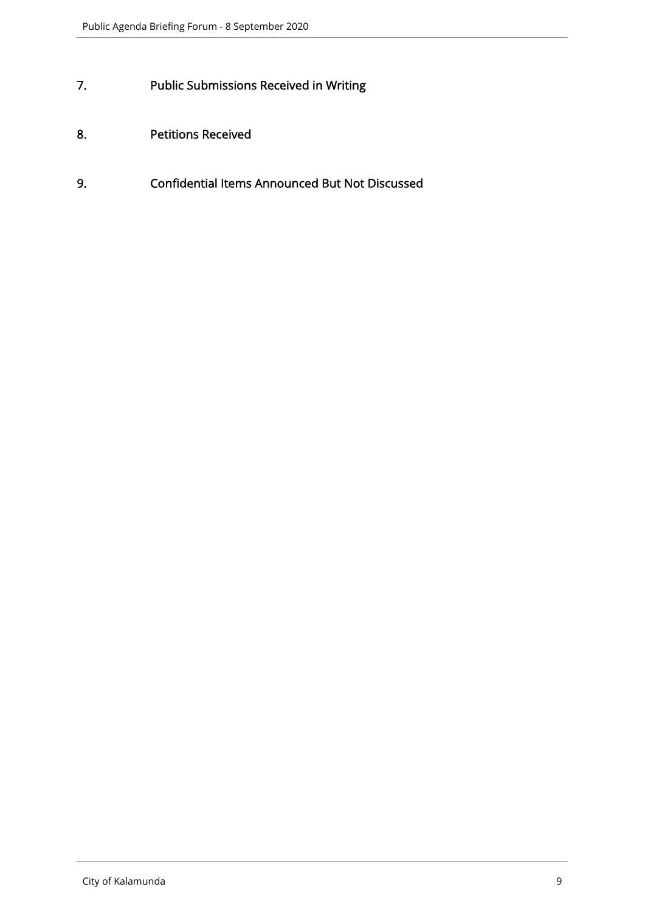## 7. Public Submissions Received in Writing

## 8. Petitions Received

## 9. Confidential Items Announced But Not Discussed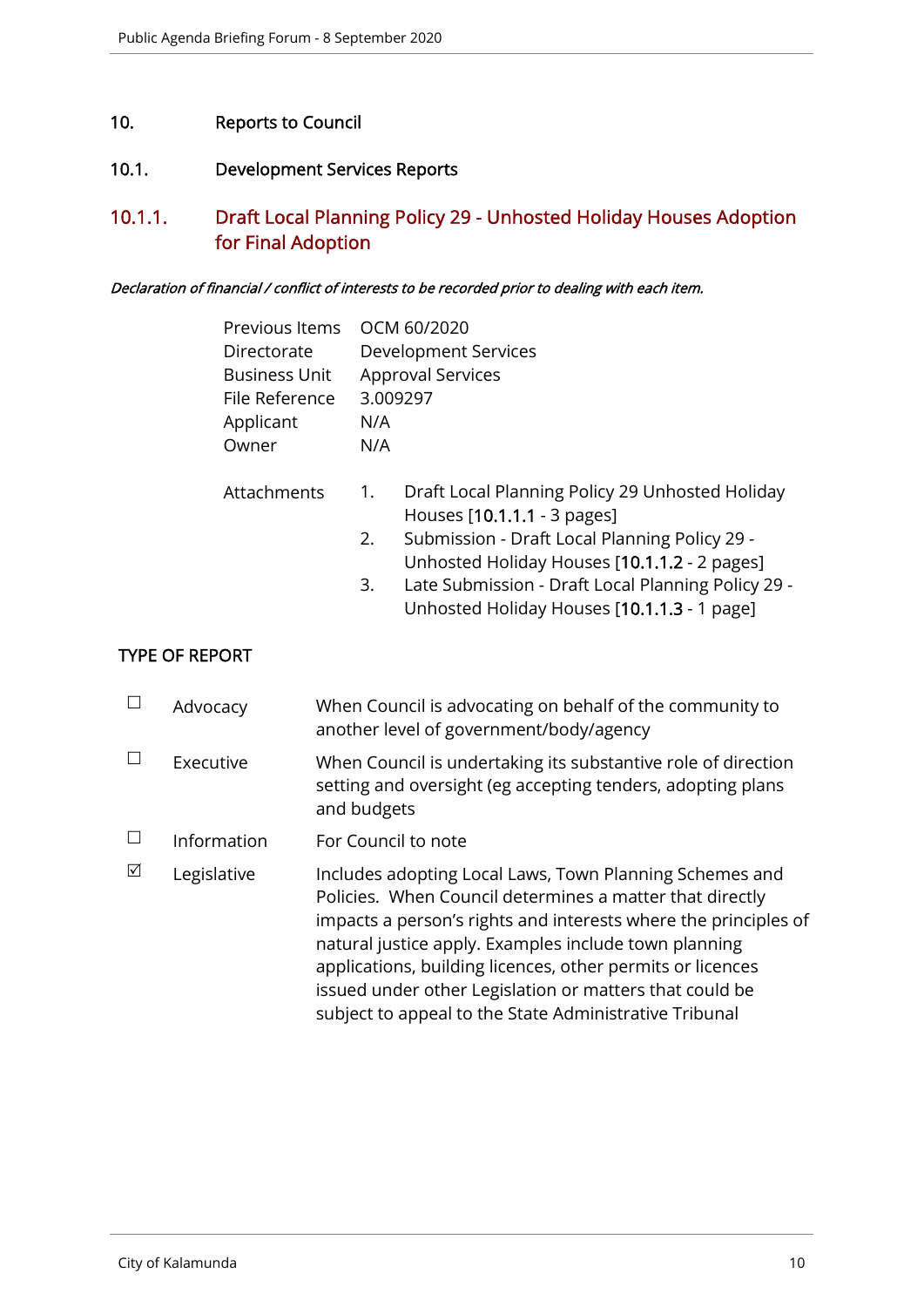# 10. Reports to Council

## 10.1. Development Services Reports

### 10.1.1. Draft Local Planning Policy 29 - Unhosted Holiday Houses Adoption for Final Adoption

*Declaration of financial / conflict of interests to be recorded prior to dealing with each item.*

| | |
|---|---|
| Previous Items | OCM 60/2020 |
| Directorate | Development Services |
| Business Unit | Approval Services |
| File Reference | 3.009297 |
| Applicant | N/A |
| Owner | N/A |

Attachments

1. Draft Local Planning Policy 29 Unhosted Holiday Houses [10.1.1.1 - 3 pages]
2. Submission - Draft Local Planning Policy 29 - Unhosted Holiday Houses [10.1.1.2 - 2 pages]
3. Late Submission - Draft Local Planning Policy 29 - Unhosted Holiday Houses [10.1.1.3 - 1 page]

TYPE OF REPORT

| | | |
|---|---|---|
| ☐ | Advocacy | When Council is advocating on behalf of the community to another level of government/body/agency |
| ☐ | Executive | When Council is undertaking its substantive role of direction setting and oversight (eg accepting tenders, adopting plans and budgets |
| ☐ | Information | For Council to note |
| ☑ | Legislative | Includes adopting Local Laws, Town Planning Schemes and Policies. When Council determines a matter that directly impacts a person's rights and interests where the principles of natural justice apply. Examples include town planning applications, building licences, other permits or licences issued under other Legislation or matters that could be subject to appeal to the State Administrative Tribunal |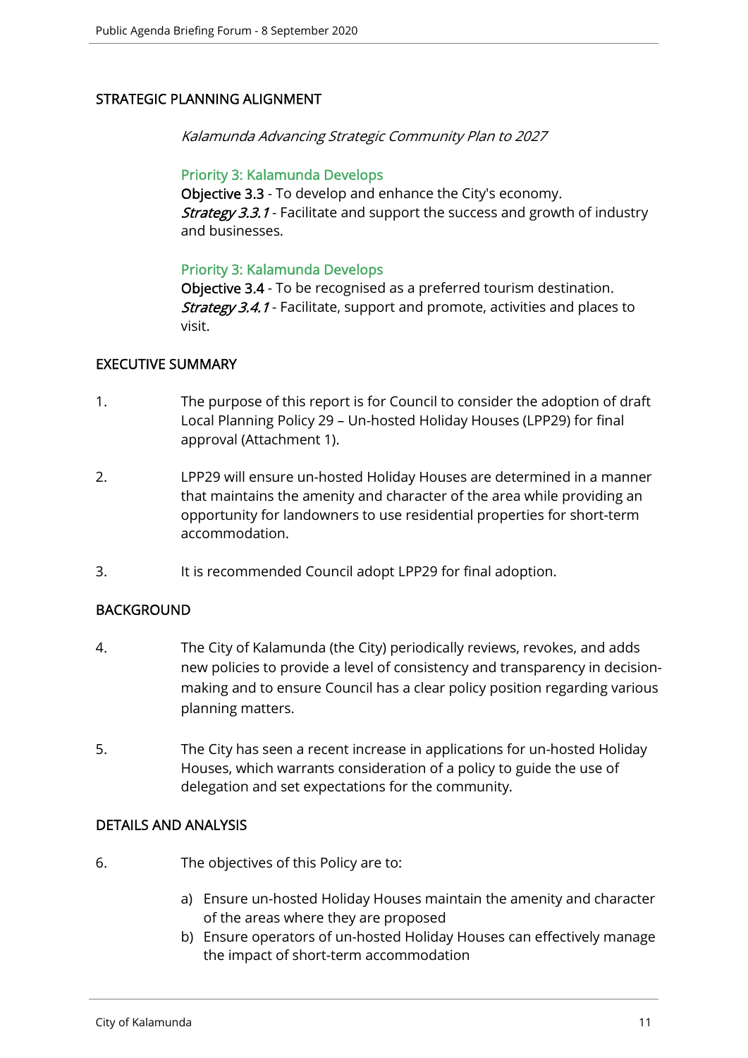## STRATEGIC PLANNING ALIGNMENT

*Kalamunda Advancing Strategic Community Plan to 2027*

Priority 3: Kalamunda Develops
**Objective 3.3** - To develop and enhance the City's economy.
***Strategy 3.3.1*** - Facilitate and support the success and growth of industry and businesses.

Priority 3: Kalamunda Develops
**Objective 3.4** - To be recognised as a preferred tourism destination.
***Strategy 3.4.1*** - Facilitate, support and promote, activities and places to visit.

## EXECUTIVE SUMMARY

1. The purpose of this report is for Council to consider the adoption of draft Local Planning Policy 29 – Un-hosted Holiday Houses (LPP29) for final approval (Attachment 1).

2. LPP29 will ensure un-hosted Holiday Houses are determined in a manner that maintains the amenity and character of the area while providing an opportunity for landowners to use residential properties for short-term accommodation.

3. It is recommended Council adopt LPP29 for final adoption.

## BACKGROUND

4. The City of Kalamunda (the City) periodically reviews, revokes, and adds new policies to provide a level of consistency and transparency in decision-making and to ensure Council has a clear policy position regarding various planning matters.

5. The City has seen a recent increase in applications for un-hosted Holiday Houses, which warrants consideration of a policy to guide the use of delegation and set expectations for the community.

## DETAILS AND ANALYSIS

6. The objectives of this Policy are to:

   a) Ensure un-hosted Holiday Houses maintain the amenity and character of the areas where they are proposed
   b) Ensure operators of un-hosted Holiday Houses can effectively manage the impact of short-term accommodation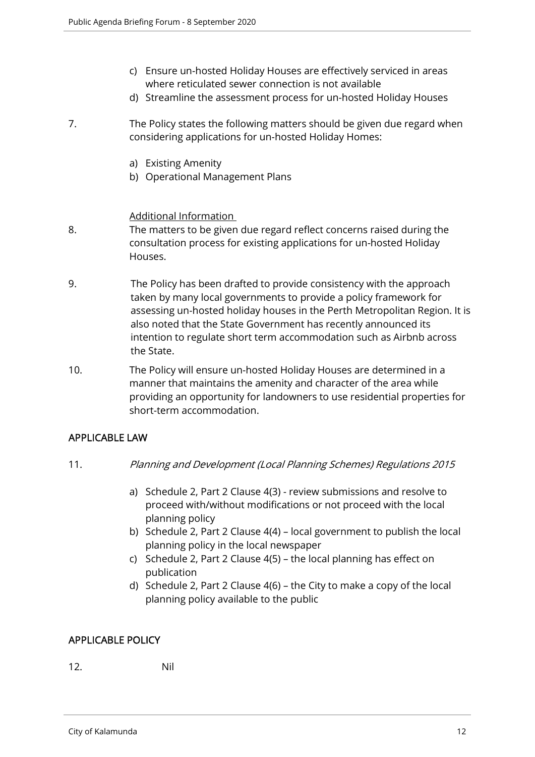c) Ensure un-hosted Holiday Houses are effectively serviced in areas where reticulated sewer connection is not available
d) Streamline the assessment process for un-hosted Holiday Houses

7. The Policy states the following matters should be given due regard when considering applications for un-hosted Holiday Homes:

   a) Existing Amenity
   b) Operational Management Plans

<u>Additional Information</u>

8. The matters to be given due regard reflect concerns raised during the consultation process for existing applications for un-hosted Holiday Houses.

9. The Policy has been drafted to provide consistency with the approach taken by many local governments to provide a policy framework for assessing un-hosted holiday houses in the Perth Metropolitan Region. It is also noted that the State Government has recently announced its intention to regulate short term accommodation such as Airbnb across the State.

10. The Policy will ensure un-hosted Holiday Houses are determined in a manner that maintains the amenity and character of the area while providing an opportunity for landowners to use residential properties for short-term accommodation.

## APPLICABLE LAW

11. *Planning and Development (Local Planning Schemes) Regulations 2015*

    a) Schedule 2, Part 2 Clause 4(3) - review submissions and resolve to proceed with/without modifications or not proceed with the local planning policy
    b) Schedule 2, Part 2 Clause 4(4) – local government to publish the local planning policy in the local newspaper
    c) Schedule 2, Part 2 Clause 4(5) – the local planning has effect on publication
    d) Schedule 2, Part 2 Clause 4(6) – the City to make a copy of the local planning policy available to the public

## APPLICABLE POLICY

12. Nil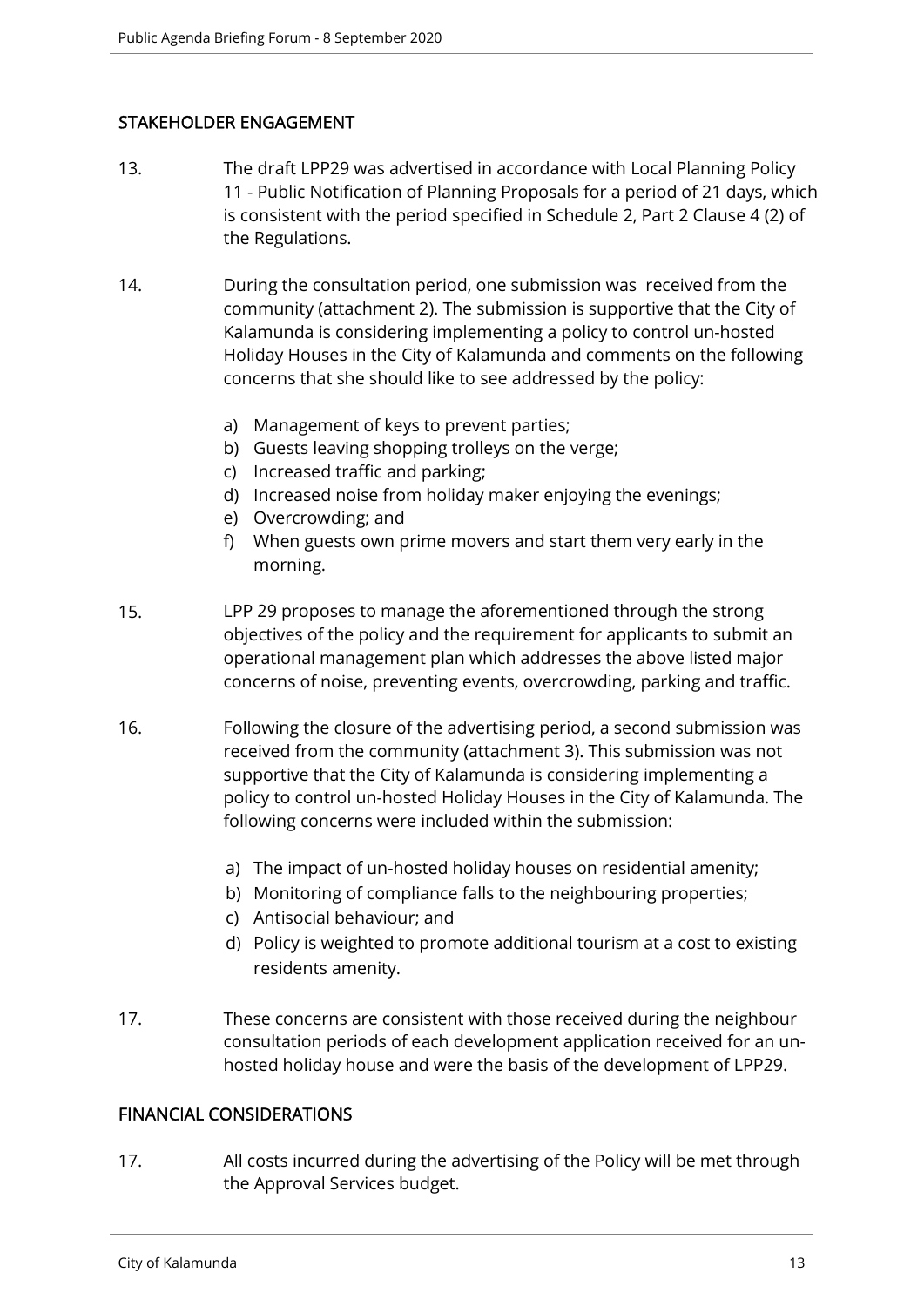## STAKEHOLDER ENGAGEMENT

13. The draft LPP29 was advertised in accordance with Local Planning Policy 11 - Public Notification of Planning Proposals for a period of 21 days, which is consistent with the period specified in Schedule 2, Part 2 Clause 4 (2) of the Regulations.

14. During the consultation period, one submission was received from the community (attachment 2). The submission is supportive that the City of Kalamunda is considering implementing a policy to control un-hosted Holiday Houses in the City of Kalamunda and comments on the following concerns that she should like to see addressed by the policy:

    a) Management of keys to prevent parties;
    b) Guests leaving shopping trolleys on the verge;
    c) Increased traffic and parking;
    d) Increased noise from holiday maker enjoying the evenings;
    e) Overcrowding; and
    f) When guests own prime movers and start them very early in the morning.

15. LPP 29 proposes to manage the aforementioned through the strong objectives of the policy and the requirement for applicants to submit an operational management plan which addresses the above listed major concerns of noise, preventing events, overcrowding, parking and traffic.

16. Following the closure of the advertising period, a second submission was received from the community (attachment 3). This submission was not supportive that the City of Kalamunda is considering implementing a policy to control un-hosted Holiday Houses in the City of Kalamunda. The following concerns were included within the submission:

    a) The impact of un-hosted holiday houses on residential amenity;
    b) Monitoring of compliance falls to the neighbouring properties;
    c) Antisocial behaviour; and
    d) Policy is weighted to promote additional tourism at a cost to existing residents amenity.

17. These concerns are consistent with those received during the neighbour consultation periods of each development application received for an un-hosted holiday house and were the basis of the development of LPP29.

## FINANCIAL CONSIDERATIONS

17. All costs incurred during the advertising of the Policy will be met through the Approval Services budget.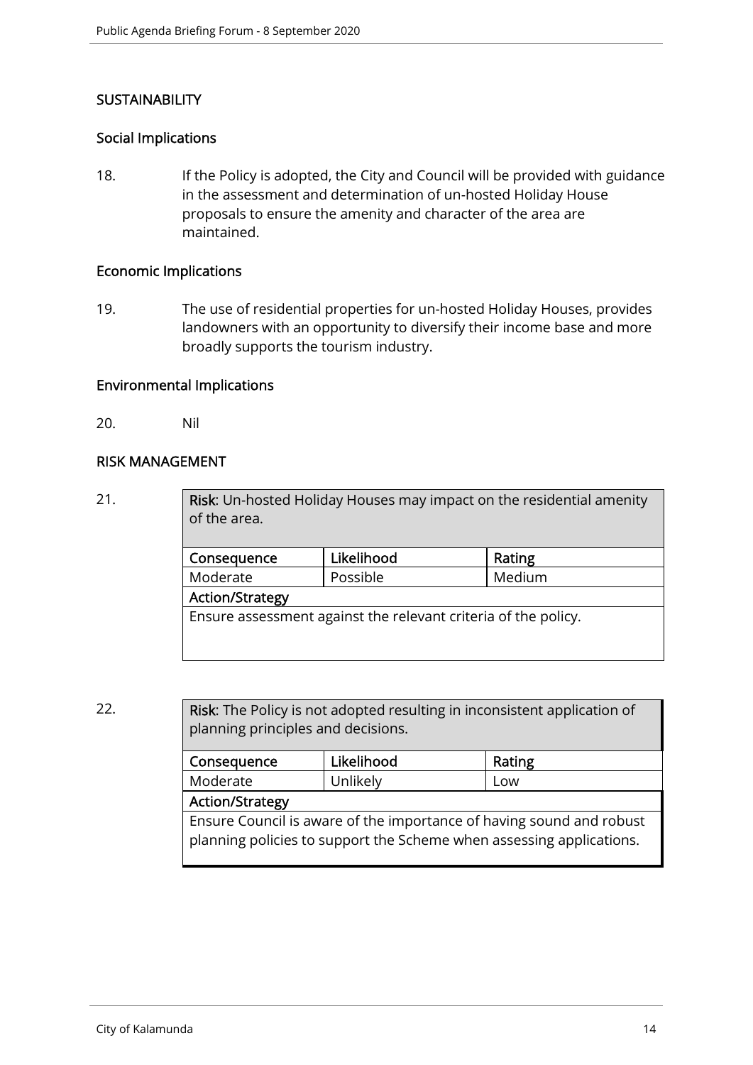## SUSTAINABILITY

### Social Implications

18. If the Policy is adopted, the City and Council will be provided with guidance in the assessment and determination of un-hosted Holiday House proposals to ensure the amenity and character of the area are maintained.

### Economic Implications

19. The use of residential properties for un-hosted Holiday Houses, provides landowners with an opportunity to diversify their income base and more broadly supports the tourism industry.

### Environmental Implications

20. Nil

## RISK MANAGEMENT

21.

| **Risk:** Un-hosted Holiday Houses may impact on the residential amenity of the area. | | |
|---|---|---|
| **Consequence** | **Likelihood** | **Rating** |
| Moderate | Possible | Medium |
| **Action/Strategy** | | |
| Ensure assessment against the relevant criteria of the policy. | | |

22.

| **Risk:** The Policy is not adopted resulting in inconsistent application of planning principles and decisions. | | |
|---|---|---|
| **Consequence** | **Likelihood** | **Rating** |
| Moderate | Unlikely | Low |
| **Action/Strategy** | | |
| Ensure Council is aware of the importance of having sound and robust planning policies to support the Scheme when assessing applications. | | |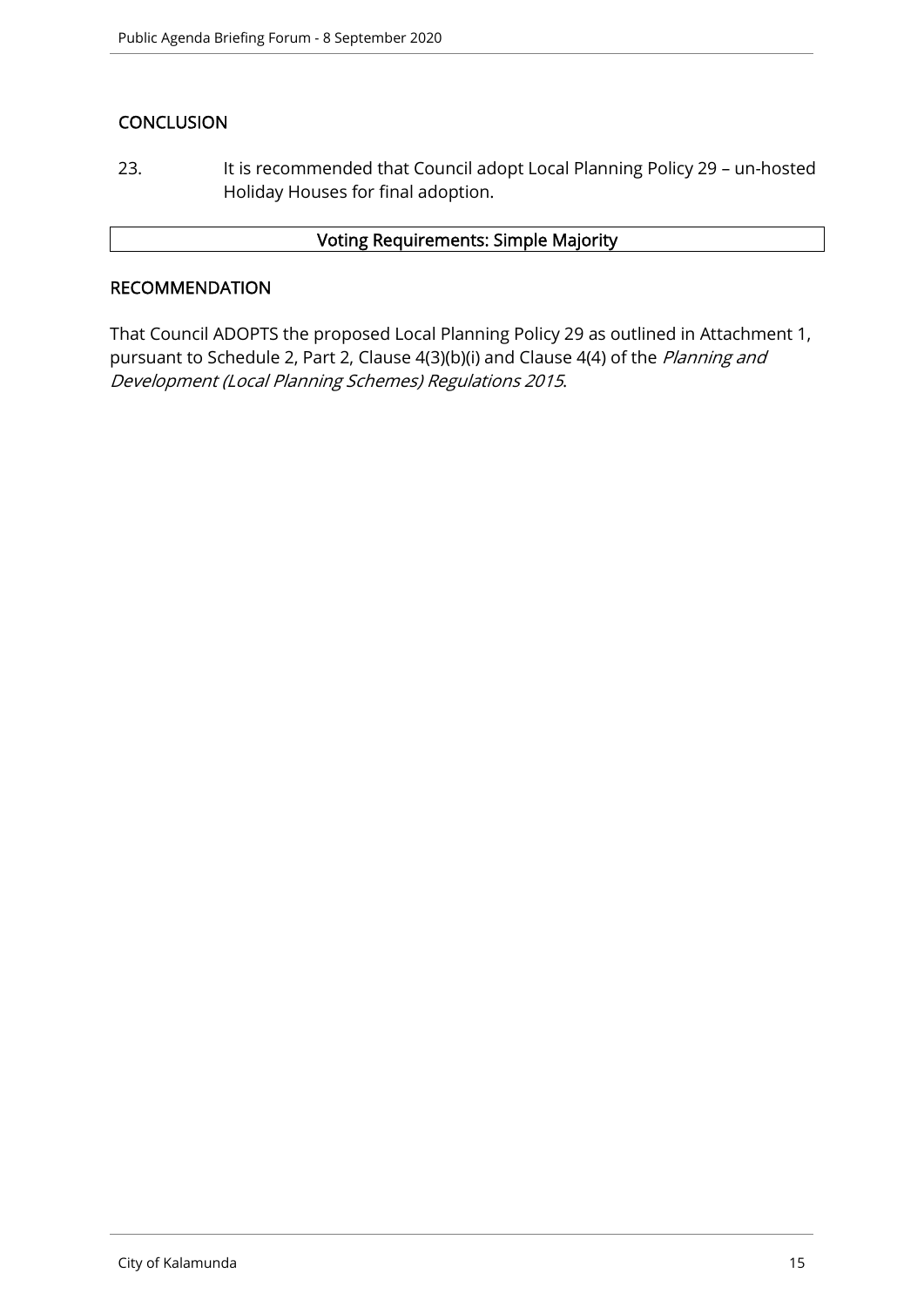## CONCLUSION

23. It is recommended that Council adopt Local Planning Policy 29 – un-hosted Holiday Houses for final adoption.

| Voting Requirements: Simple Majority |
|---|

## RECOMMENDATION

That Council ADOPTS the proposed Local Planning Policy 29 as outlined in Attachment 1, pursuant to Schedule 2, Part 2, Clause 4(3)(b)(i) and Clause 4(4) of the *Planning and Development (Local Planning Schemes) Regulations 2015*.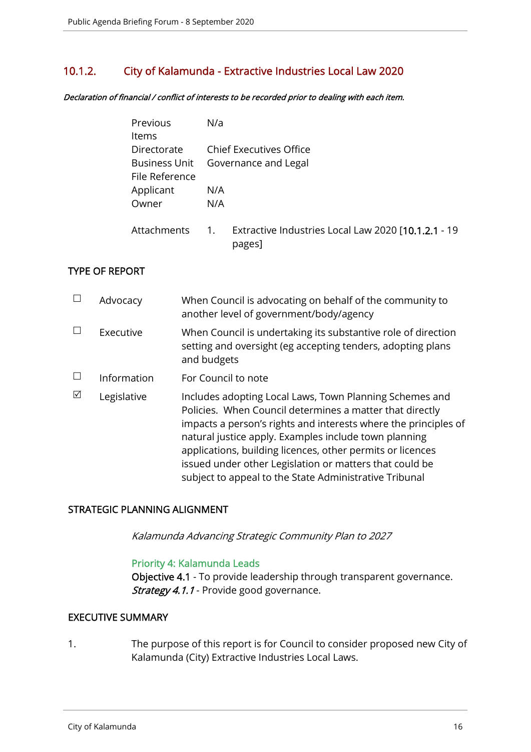## 10.1.2. City of Kalamunda - Extractive Industries Local Law 2020

***Declaration of financial / conflict of interests to be recorded prior to dealing with each item.***

| | |
|---|---|
| Previous Items | N/a |
| Directorate | Chief Executives Office |
| Business Unit | Governance and Legal |
| File Reference | |
| Applicant | N/A |
| Owner | N/A |
| Attachments | 1. Extractive Industries Local Law 2020 [10.1.2.1 - 19 pages] |

### TYPE OF REPORT

| | | |
|---|---|---|
| ☐ | Advocacy | When Council is advocating on behalf of the community to another level of government/body/agency |
| ☐ | Executive | When Council is undertaking its substantive role of direction setting and oversight (eg accepting tenders, adopting plans and budgets |
| ☐ | Information | For Council to note |
| ☑ | Legislative | Includes adopting Local Laws, Town Planning Schemes and Policies. When Council determines a matter that directly impacts a person's rights and interests where the principles of natural justice apply. Examples include town planning applications, building licences, other permits or licences issued under other Legislation or matters that could be subject to appeal to the State Administrative Tribunal |

### STRATEGIC PLANNING ALIGNMENT

*Kalamunda Advancing Strategic Community Plan to 2027*

Priority 4: Kalamunda Leads
**Objective 4.1** - To provide leadership through transparent governance.
***Strategy 4.1.1*** - Provide good governance.

### EXECUTIVE SUMMARY

1. The purpose of this report is for Council to consider proposed new City of Kalamunda (City) Extractive Industries Local Laws.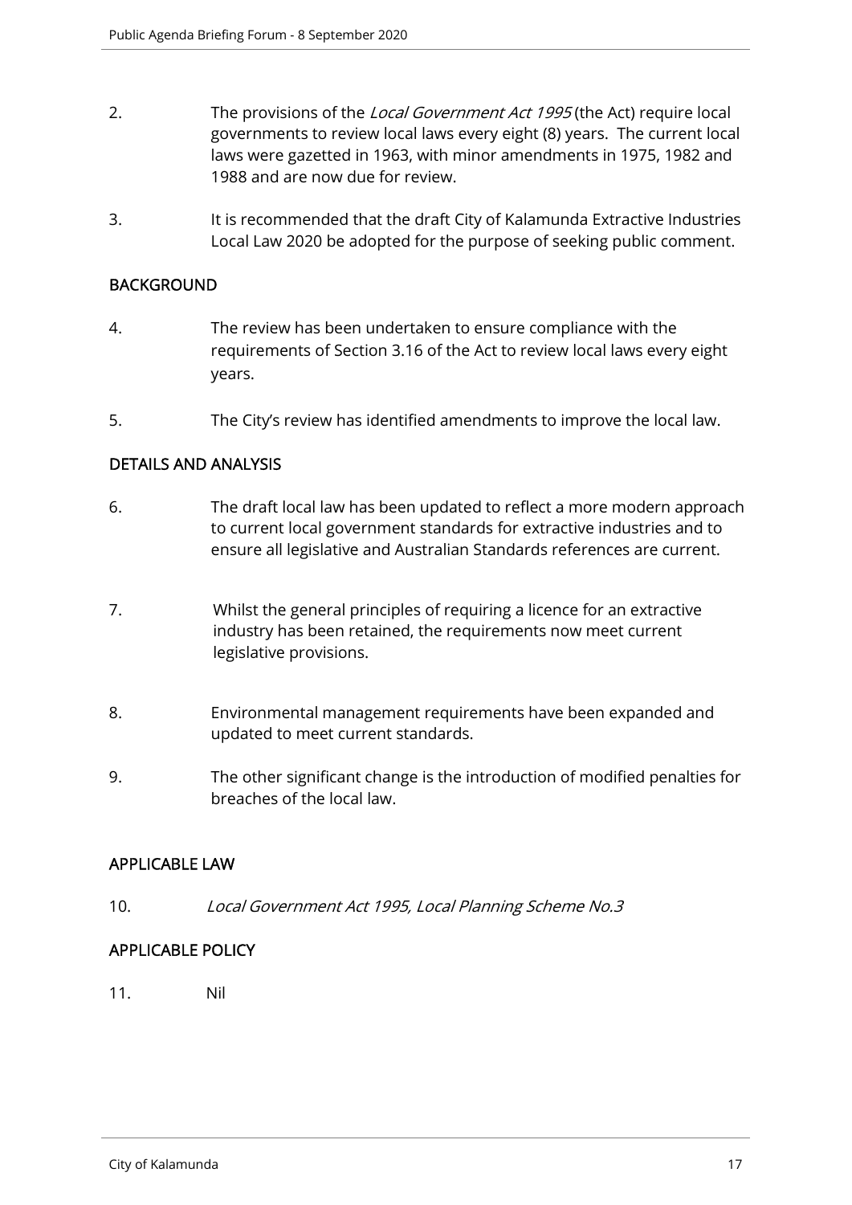2. The provisions of the *Local Government Act 1995* (the Act) require local governments to review local laws every eight (8) years. The current local laws were gazetted in 1963, with minor amendments in 1975, 1982 and 1988 and are now due for review.

3. It is recommended that the draft City of Kalamunda Extractive Industries Local Law 2020 be adopted for the purpose of seeking public comment.

## BACKGROUND

4. The review has been undertaken to ensure compliance with the requirements of Section 3.16 of the Act to review local laws every eight years.

5. The City's review has identified amendments to improve the local law.

## DETAILS AND ANALYSIS

6. The draft local law has been updated to reflect a more modern approach to current local government standards for extractive industries and to ensure all legislative and Australian Standards references are current.

7. Whilst the general principles of requiring a licence for an extractive industry has been retained, the requirements now meet current legislative provisions.

8. Environmental management requirements have been expanded and updated to meet current standards.

9. The other significant change is the introduction of modified penalties for breaches of the local law.

## APPLICABLE LAW

10. *Local Government Act 1995, Local Planning Scheme No.3*

## APPLICABLE POLICY

11. Nil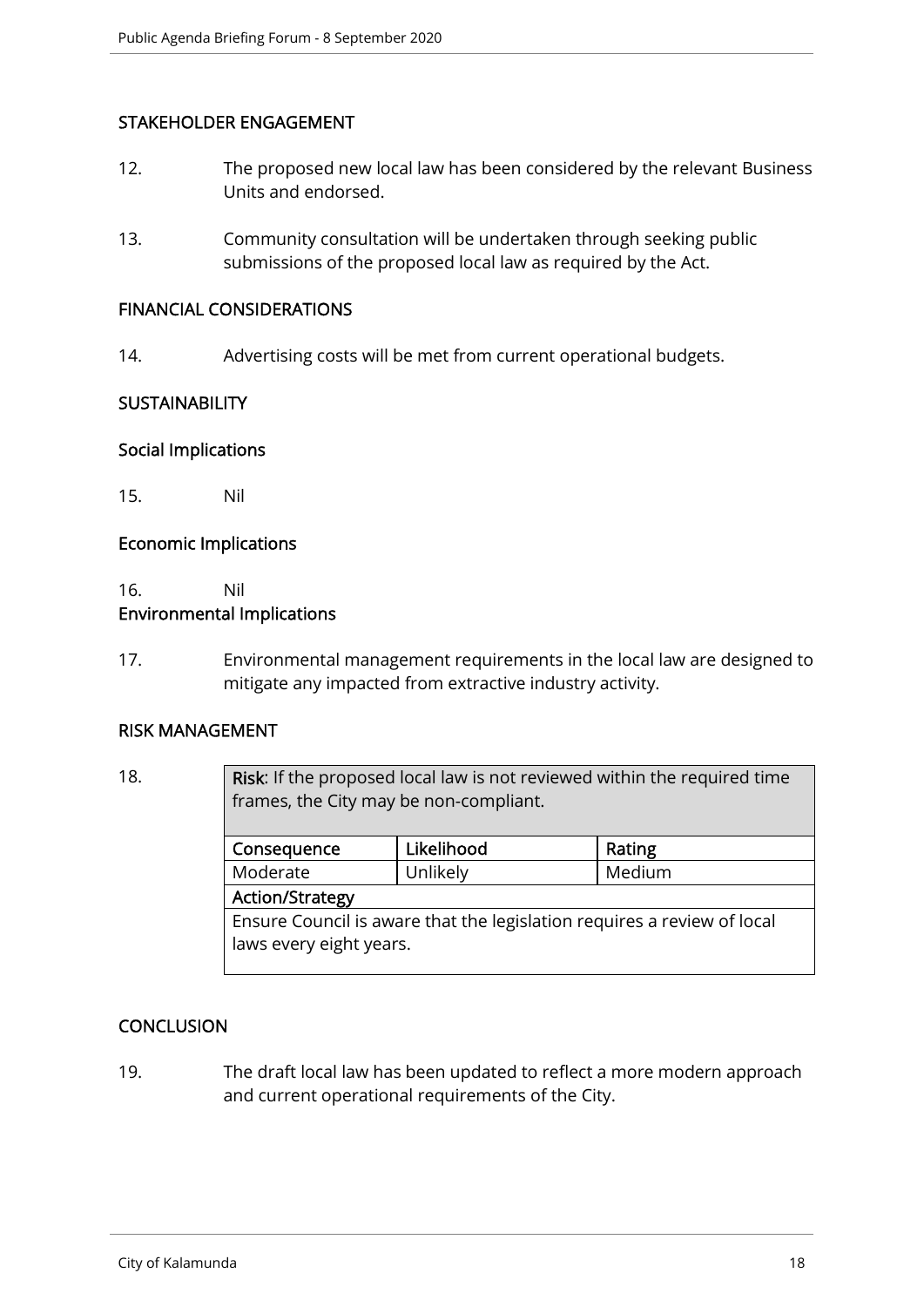## STAKEHOLDER ENGAGEMENT

12. The proposed new local law has been considered by the relevant Business Units and endorsed.

13. Community consultation will be undertaken through seeking public submissions of the proposed local law as required by the Act.

## FINANCIAL CONSIDERATIONS

14. Advertising costs will be met from current operational budgets.

## SUSTAINABILITY

### Social Implications

15. Nil

### Economic Implications

16. Nil

### Environmental Implications

17. Environmental management requirements in the local law are designed to mitigate any impacted from extractive industry activity.

## RISK MANAGEMENT

18.

| **Risk**: If the proposed local law is not reviewed within the required time frames, the City may be non-compliant. | | |
|---|---|---|
| **Consequence** | **Likelihood** | **Rating** |
| Moderate | Unlikely | Medium |
| **Action/Strategy** | | |
| Ensure Council is aware that the legislation requires a review of local laws every eight years. | | |

## CONCLUSION

19. The draft local law has been updated to reflect a more modern approach and current operational requirements of the City.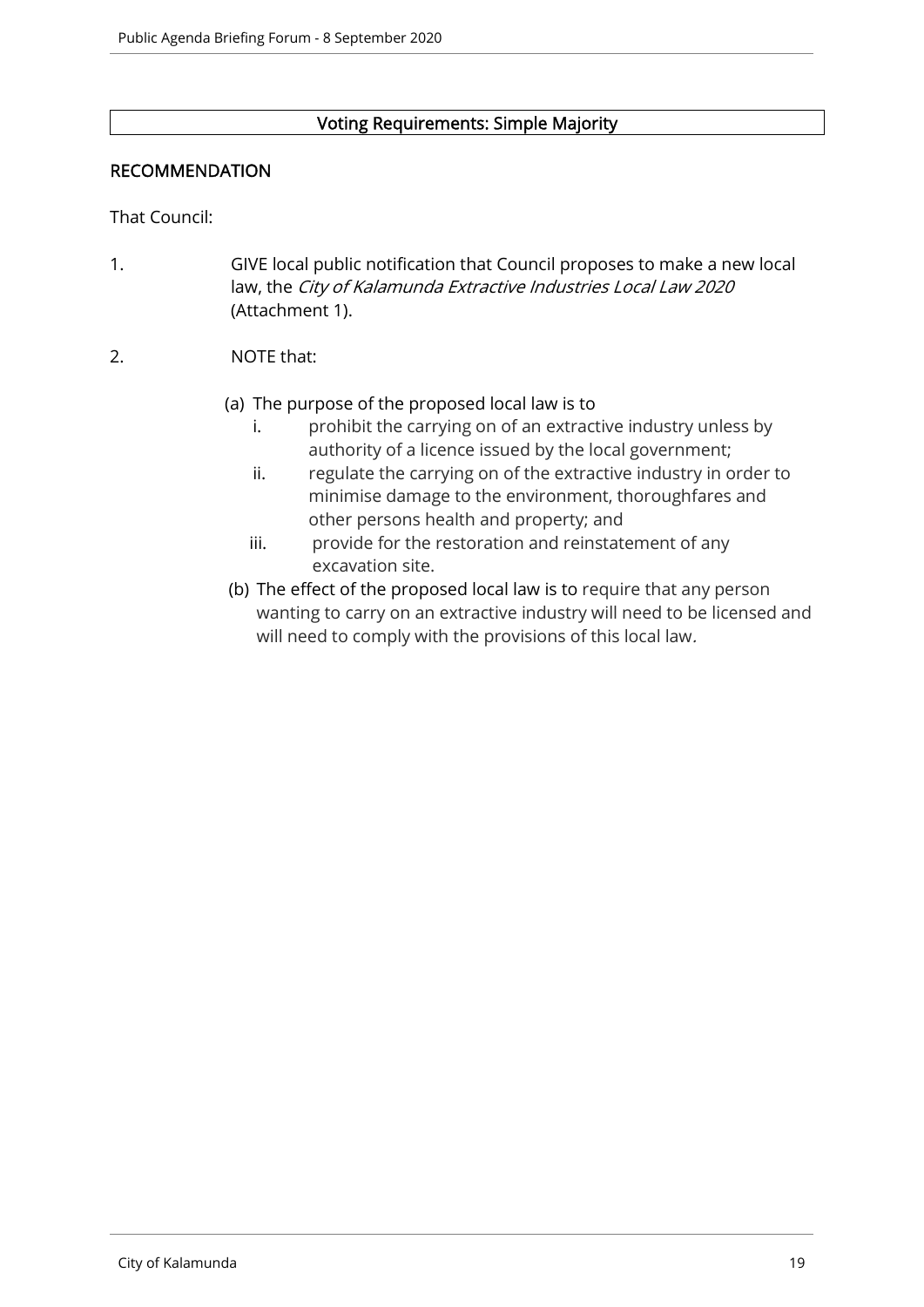**Voting Requirements: Simple Majority**

## RECOMMENDATION

That Council:

1. GIVE local public notification that Council proposes to make a new local law, the *City of Kalamunda Extractive Industries Local Law 2020* (Attachment 1).

2. NOTE that:

   (a) The purpose of the proposed local law is to
      i. prohibit the carrying on of an extractive industry unless by authority of a licence issued by the local government;
      ii. regulate the carrying on of the extractive industry in order to minimise damage to the environment, thoroughfares and other persons health and property; and
      iii. provide for the restoration and reinstatement of any excavation site.

   (b) The effect of the proposed local law is to require that any person wanting to carry on an extractive industry will need to be licensed and will need to comply with the provisions of this local law.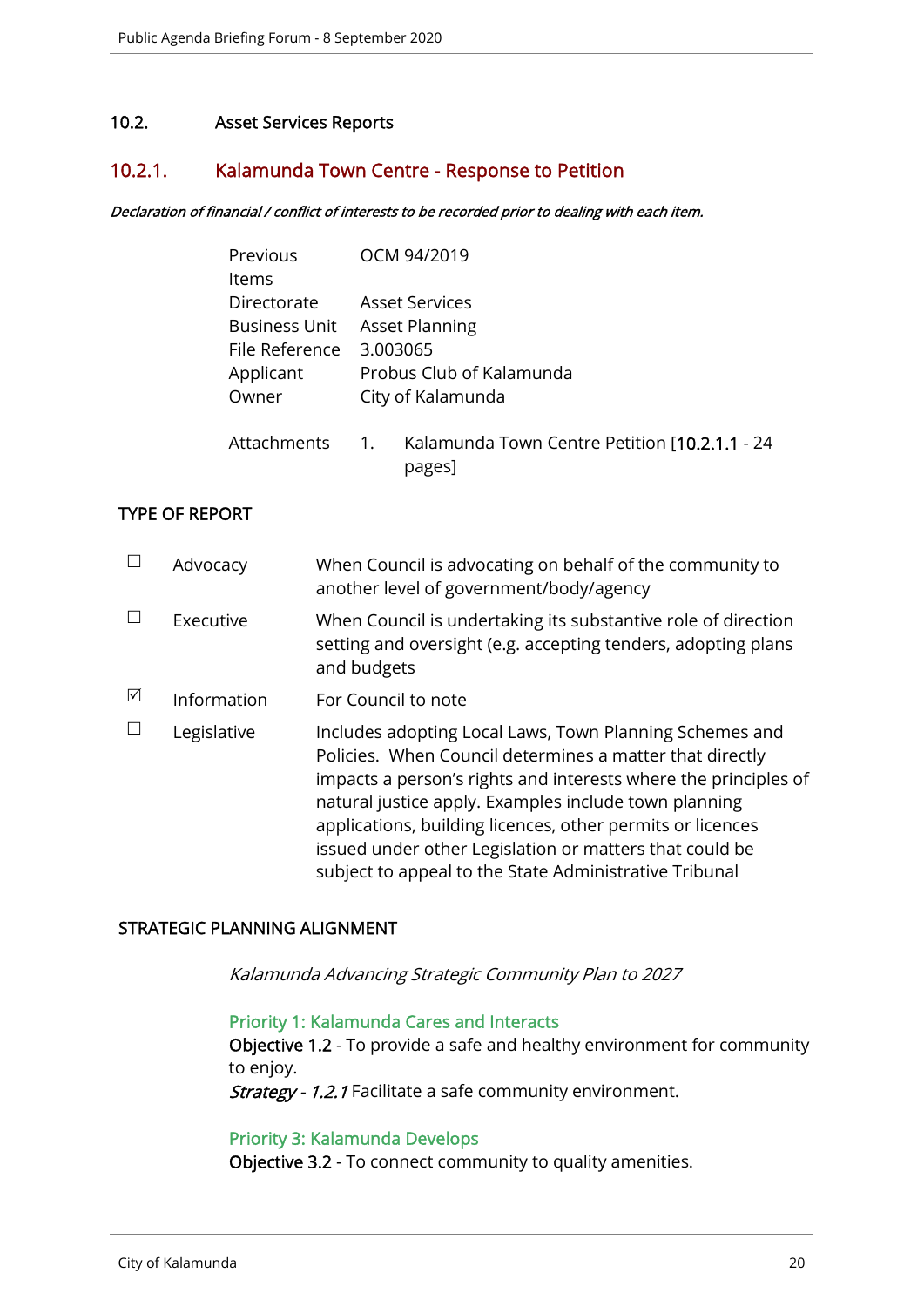## 10.2. Asset Services Reports

### 10.2.1. Kalamunda Town Centre - Response to Petition

***Declaration of financial / conflict of interests to be recorded prior to dealing with each item.***

| | |
|---|---|
| Previous Items | OCM 94/2019 |
| Directorate | Asset Services |
| Business Unit | Asset Planning |
| File Reference | 3.003065 |
| Applicant | Probus Club of Kalamunda |
| Owner | City of Kalamunda |
| Attachments | 1. Kalamunda Town Centre Petition [10.2.1.1 - 24 pages] |

**TYPE OF REPORT**

| | | |
|---|---|---|
| ☐ | Advocacy | When Council is advocating on behalf of the community to another level of government/body/agency |
| ☐ | Executive | When Council is undertaking its substantive role of direction setting and oversight (e.g. accepting tenders, adopting plans and budgets |
| ☑ | Information | For Council to note |
| ☐ | Legislative | Includes adopting Local Laws, Town Planning Schemes and Policies. When Council determines a matter that directly impacts a person's rights and interests where the principles of natural justice apply. Examples include town planning applications, building licences, other permits or licences issued under other Legislation or matters that could be subject to appeal to the State Administrative Tribunal |

**STRATEGIC PLANNING ALIGNMENT**

*Kalamunda Advancing Strategic Community Plan to 2027*

Priority 1: Kalamunda Cares and Interacts
**Objective 1.2** - To provide a safe and healthy environment for community to enjoy.
***Strategy** - 1.2.1* Facilitate a safe community environment.

Priority 3: Kalamunda Develops
**Objective 3.2** - To connect community to quality amenities.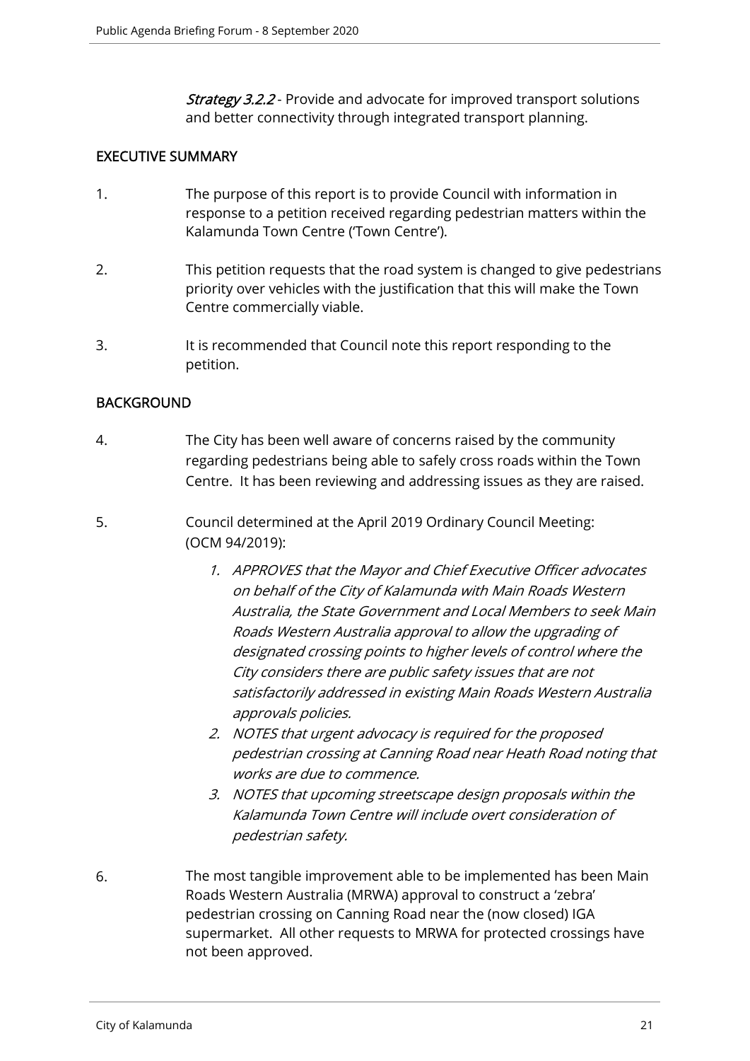*Strategy 3.2.2* - Provide and advocate for improved transport solutions and better connectivity through integrated transport planning.

## EXECUTIVE SUMMARY

1. The purpose of this report is to provide Council with information in response to a petition received regarding pedestrian matters within the Kalamunda Town Centre ('Town Centre').

2. This petition requests that the road system is changed to give pedestrians priority over vehicles with the justification that this will make the Town Centre commercially viable.

3. It is recommended that Council note this report responding to the petition.

## BACKGROUND

4. The City has been well aware of concerns raised by the community regarding pedestrians being able to safely cross roads within the Town Centre. It has been reviewing and addressing issues as they are raised.

5. Council determined at the April 2019 Ordinary Council Meeting: (OCM 94/2019):

   1. *APPROVES that the Mayor and Chief Executive Officer advocates on behalf of the City of Kalamunda with Main Roads Western Australia, the State Government and Local Members to seek Main Roads Western Australia approval to allow the upgrading of designated crossing points to higher levels of control where the City considers there are public safety issues that are not satisfactorily addressed in existing Main Roads Western Australia approvals policies.*
   2. *NOTES that urgent advocacy is required for the proposed pedestrian crossing at Canning Road near Heath Road noting that works are due to commence.*
   3. *NOTES that upcoming streetscape design proposals within the Kalamunda Town Centre will include overt consideration of pedestrian safety.*

6. The most tangible improvement able to be implemented has been Main Roads Western Australia (MRWA) approval to construct a 'zebra' pedestrian crossing on Canning Road near the (now closed) IGA supermarket. All other requests to MRWA for protected crossings have not been approved.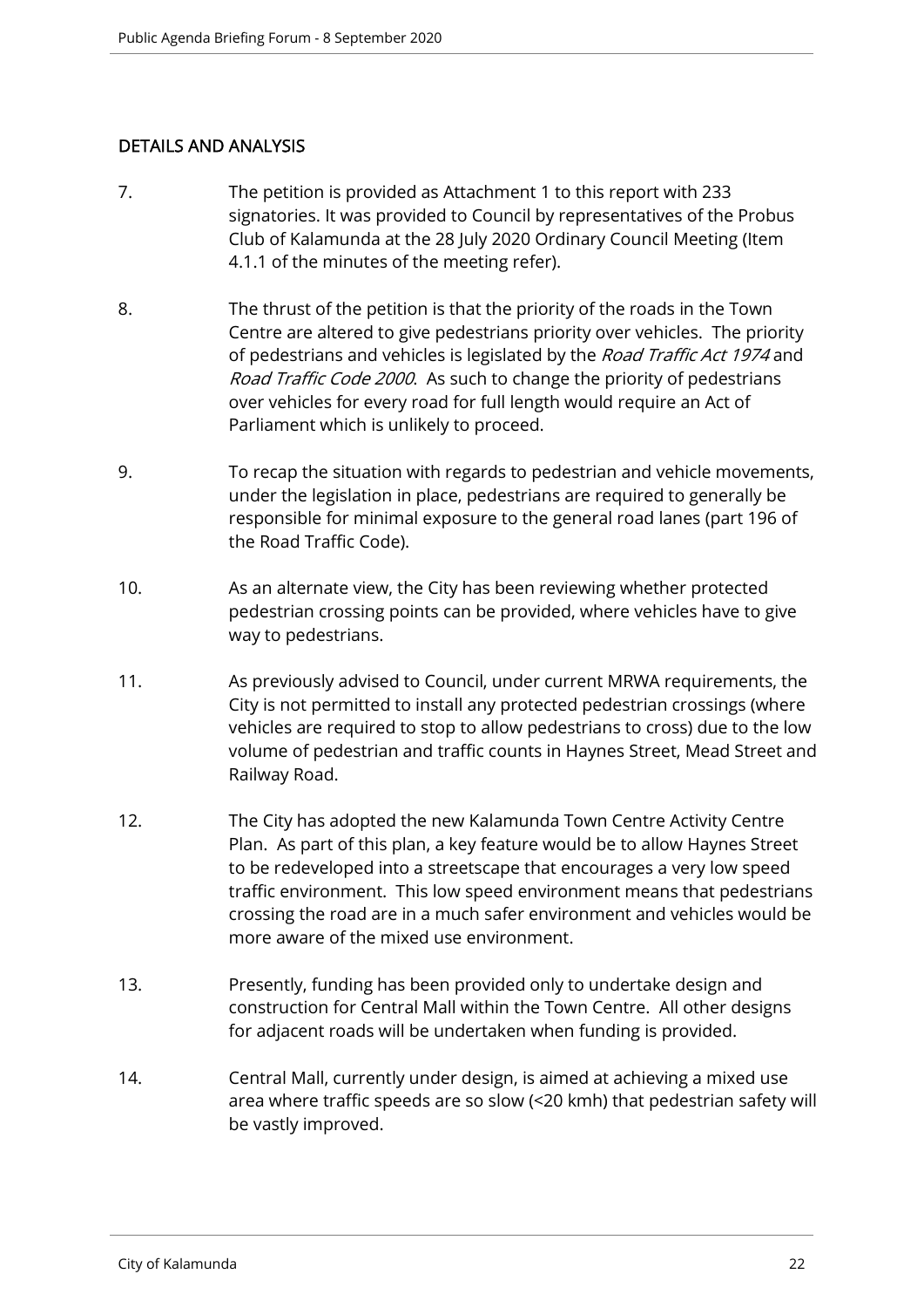## DETAILS AND ANALYSIS

7. The petition is provided as Attachment 1 to this report with 233 signatories. It was provided to Council by representatives of the Probus Club of Kalamunda at the 28 July 2020 Ordinary Council Meeting (Item 4.1.1 of the minutes of the meeting refer).

8. The thrust of the petition is that the priority of the roads in the Town Centre are altered to give pedestrians priority over vehicles. The priority of pedestrians and vehicles is legislated by the *Road Traffic Act 1974* and *Road Traffic Code 2000*. As such to change the priority of pedestrians over vehicles for every road for full length would require an Act of Parliament which is unlikely to proceed.

9. To recap the situation with regards to pedestrian and vehicle movements, under the legislation in place, pedestrians are required to generally be responsible for minimal exposure to the general road lanes (part 196 of the Road Traffic Code).

10. As an alternate view, the City has been reviewing whether protected pedestrian crossing points can be provided, where vehicles have to give way to pedestrians.

11. As previously advised to Council, under current MRWA requirements, the City is not permitted to install any protected pedestrian crossings (where vehicles are required to stop to allow pedestrians to cross) due to the low volume of pedestrian and traffic counts in Haynes Street, Mead Street and Railway Road.

12. The City has adopted the new Kalamunda Town Centre Activity Centre Plan. As part of this plan, a key feature would be to allow Haynes Street to be redeveloped into a streetscape that encourages a very low speed traffic environment. This low speed environment means that pedestrians crossing the road are in a much safer environment and vehicles would be more aware of the mixed use environment.

13. Presently, funding has been provided only to undertake design and construction for Central Mall within the Town Centre. All other designs for adjacent roads will be undertaken when funding is provided.

14. Central Mall, currently under design, is aimed at achieving a mixed use area where traffic speeds are so slow (<20 kmh) that pedestrian safety will be vastly improved.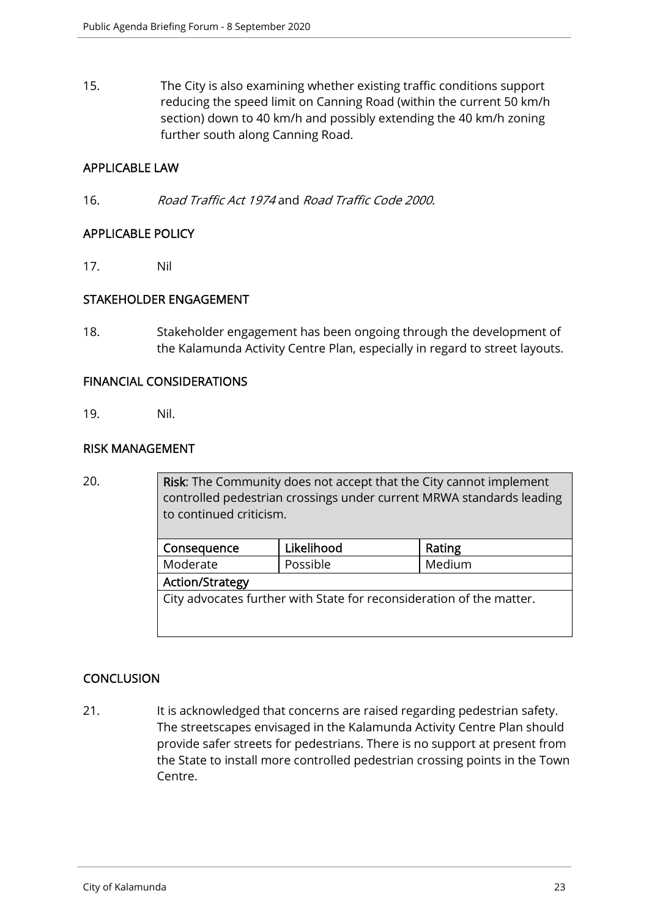15. The City is also examining whether existing traffic conditions support reducing the speed limit on Canning Road (within the current 50 km/h section) down to 40 km/h and possibly extending the 40 km/h zoning further south along Canning Road.

## APPLICABLE LAW

16. *Road Traffic Act 1974* and *Road Traffic Code 2000*.

## APPLICABLE POLICY

17. Nil

## STAKEHOLDER ENGAGEMENT

18. Stakeholder engagement has been ongoing through the development of the Kalamunda Activity Centre Plan, especially in regard to street layouts.

## FINANCIAL CONSIDERATIONS

19. Nil.

## RISK MANAGEMENT

20.

| **Risk**: The Community does not accept that the City cannot implement controlled pedestrian crossings under current MRWA standards leading to continued criticism. | | |
|---|---|---|
| **Consequence** | **Likelihood** | **Rating** |
| Moderate | Possible | Medium |
| **Action/Strategy** | | |
| City advocates further with State for reconsideration of the matter. | | |

## CONCLUSION

21. It is acknowledged that concerns are raised regarding pedestrian safety. The streetscapes envisaged in the Kalamunda Activity Centre Plan should provide safer streets for pedestrians. There is no support at present from the State to install more controlled pedestrian crossing points in the Town Centre.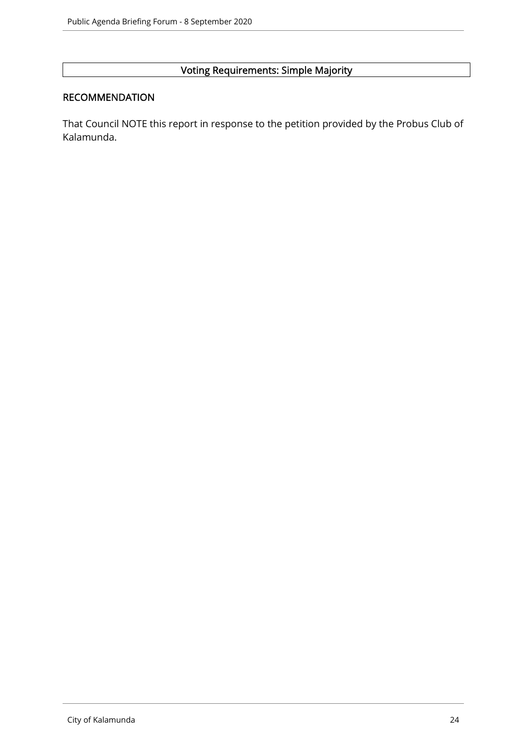**Voting Requirements: Simple Majority**

## RECOMMENDATION

That Council NOTE this report in response to the petition provided by the Probus Club of Kalamunda.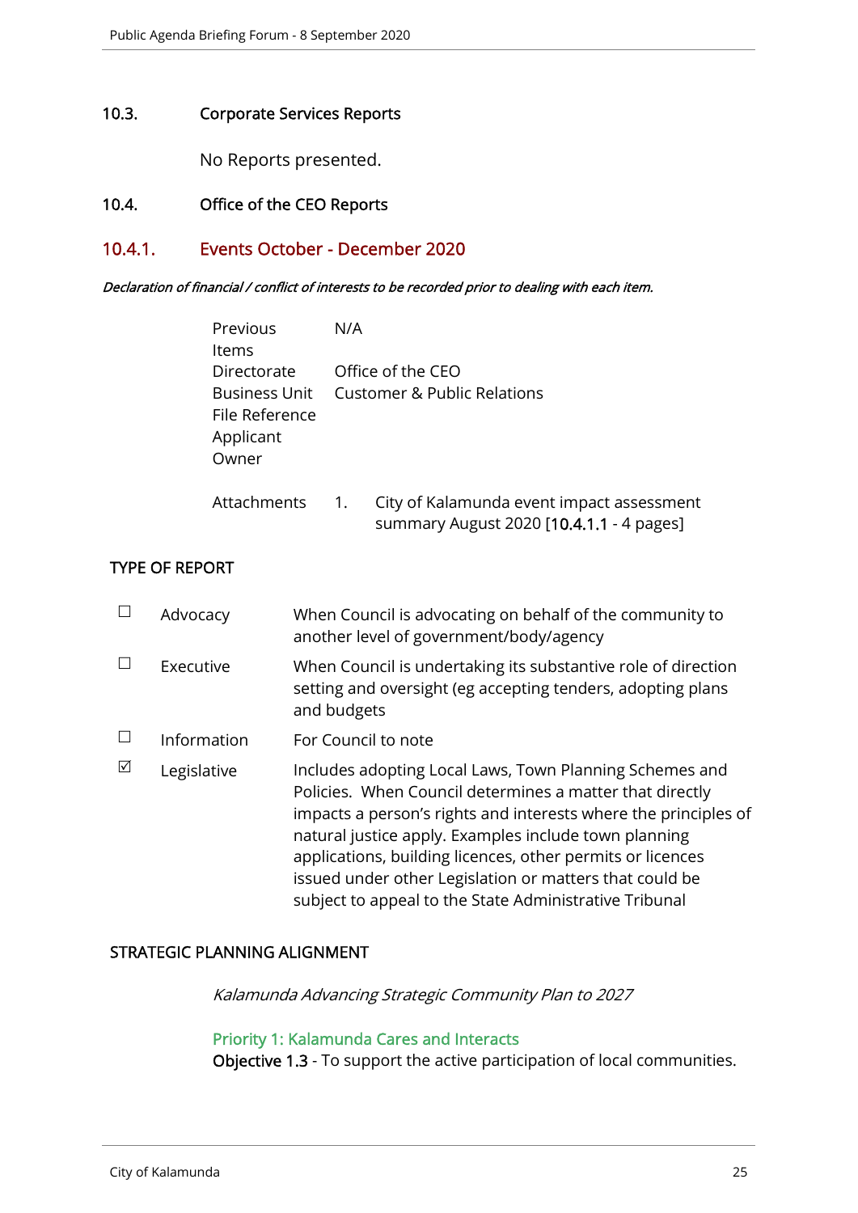## 10.3. Corporate Services Reports

No Reports presented.

## 10.4. Office of the CEO Reports

### 10.4.1. Events October - December 2020

***Declaration of financial / conflict of interests to be recorded prior to dealing with each item.***

| | |
|---|---|
| Previous Items | N/A |
| Directorate | Office of the CEO |
| Business Unit | Customer & Public Relations |
| File Reference | |
| Applicant | |
| Owner | |
| Attachments | 1. City of Kalamunda event impact assessment summary August 2020 [10.4.1.1 - 4 pages] |

**TYPE OF REPORT**

| | | |
|---|---|---|
| ☐ | Advocacy | When Council is advocating on behalf of the community to another level of government/body/agency |
| ☐ | Executive | When Council is undertaking its substantive role of direction setting and oversight (eg accepting tenders, adopting plans and budgets |
| ☐ | Information | For Council to note |
| ☑ | Legislative | Includes adopting Local Laws, Town Planning Schemes and Policies. When Council determines a matter that directly impacts a person's rights and interests where the principles of natural justice apply. Examples include town planning applications, building licences, other permits or licences issued under other Legislation or matters that could be subject to appeal to the State Administrative Tribunal |

**STRATEGIC PLANNING ALIGNMENT**

*Kalamunda Advancing Strategic Community Plan to 2027*

Priority 1: Kalamunda Cares and Interacts
**Objective 1.3** - To support the active participation of local communities.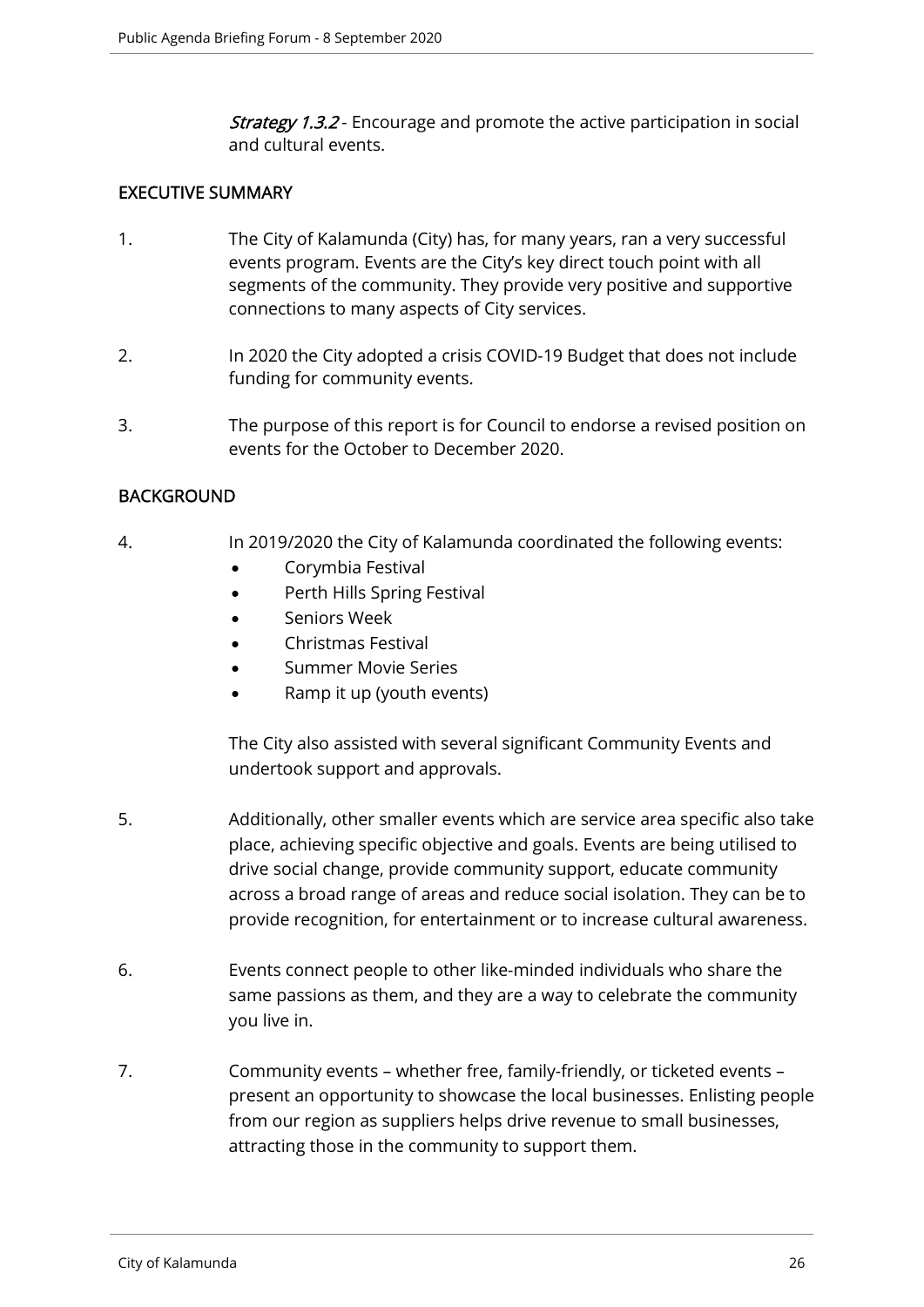*Strategy 1.3.2* - Encourage and promote the active participation in social and cultural events.

## EXECUTIVE SUMMARY

1. The City of Kalamunda (City) has, for many years, ran a very successful events program. Events are the City's key direct touch point with all segments of the community. They provide very positive and supportive connections to many aspects of City services.

2. In 2020 the City adopted a crisis COVID-19 Budget that does not include funding for community events.

3. The purpose of this report is for Council to endorse a revised position on events for the October to December 2020.

## BACKGROUND

4. In 2019/2020 the City of Kalamunda coordinated the following events:
   - Corymbia Festival
   - Perth Hills Spring Festival
   - Seniors Week
   - Christmas Festival
   - Summer Movie Series
   - Ramp it up (youth events)

   The City also assisted with several significant Community Events and undertook support and approvals.

5. Additionally, other smaller events which are service area specific also take place, achieving specific objective and goals. Events are being utilised to drive social change, provide community support, educate community across a broad range of areas and reduce social isolation. They can be to provide recognition, for entertainment or to increase cultural awareness.

6. Events connect people to other like-minded individuals who share the same passions as them, and they are a way to celebrate the community you live in.

7. Community events – whether free, family-friendly, or ticketed events – present an opportunity to showcase the local businesses. Enlisting people from our region as suppliers helps drive revenue to small businesses, attracting those in the community to support them.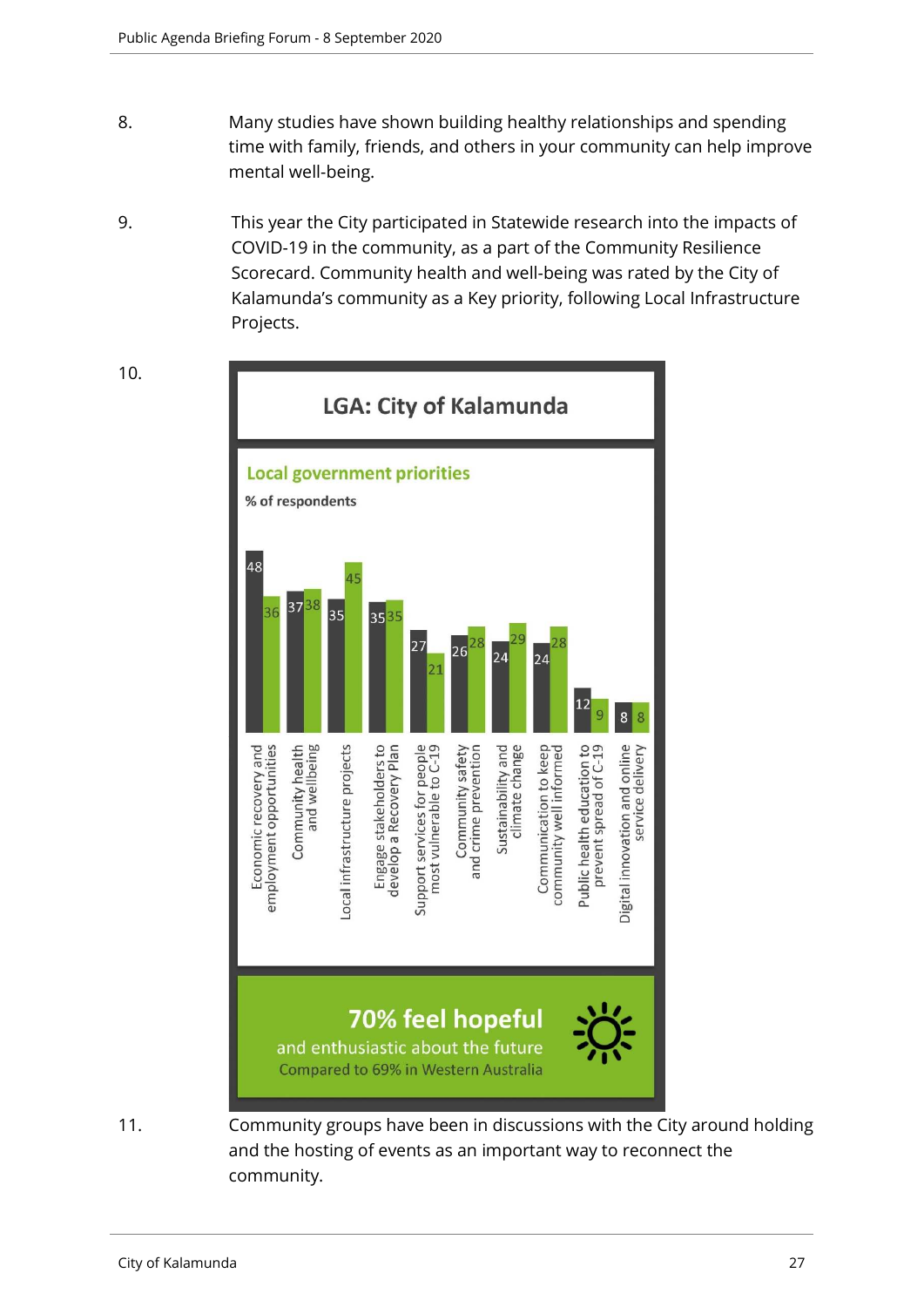8. Many studies have shown building healthy relationships and spending time with family, friends, and others in your community can help improve mental well-being.

9. This year the City participated in Statewide research into the impacts of COVID-19 in the community, as a part of the Community Resilience Scorecard. Community health and well-being was rated by the City of Kalamunda's community as a Key priority, following Local Infrastructure Projects.

10.

**LGA: City of Kalamunda**

**Local government priorities**

% of respondents

| Priority | Dark bar | Green bar |
|---|---|---|
| Economic recovery and employment opportunities | 48 | 36 |
| Community health and wellbeing | 37 | 38 |
| Local infrastructure projects | 35 | 45 |
| Engage stakeholders to develop a Recovery Plan | 35 | 35 |
| Support services for people most vulnerable to C-19 | 27 | 21 |
| Community safety and crime prevention | 26 | 28 |
| Sustainability and climate change | 24 | 29 |
| Communication to keep community well informed | 24 | 28 |
| Public health education to prevent spread of C-19 | 12 | 9 |
| Digital innovation and online service delivery | 8 | 8 |

**70% feel hopeful**
and enthusiastic about the future
Compared to 69% in Western Australia

11. Community groups have been in discussions with the City around holding and the hosting of events as an important way to reconnect the community.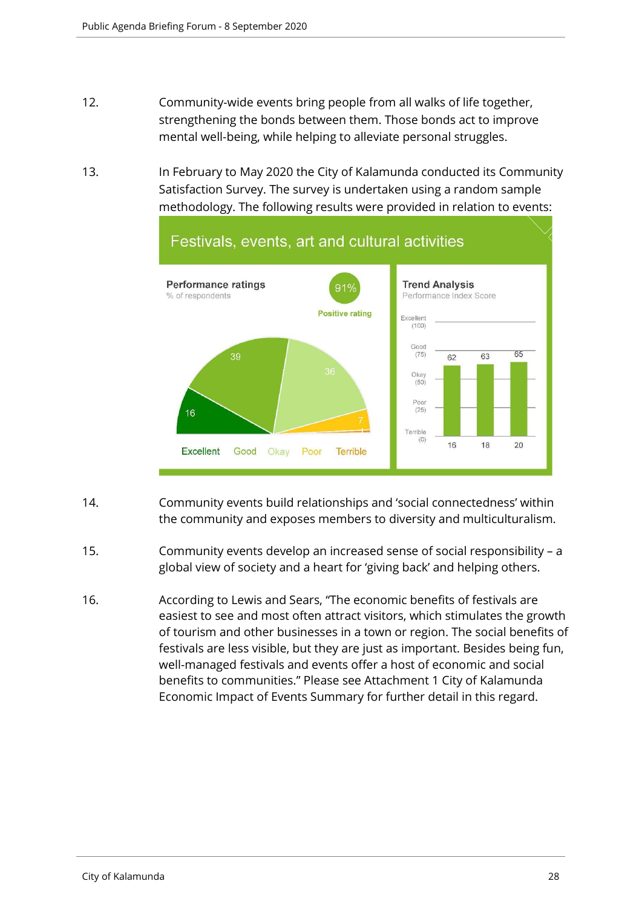12. Community-wide events bring people from all walks of life together, strengthening the bonds between them. Those bonds act to improve mental well-being, while helping to alleviate personal struggles.

13. In February to May 2020 the City of Kalamunda conducted its Community Satisfaction Survey. The survey is undertaken using a random sample methodology. The following results were provided in relation to events:

**Festivals, events, art and cultural activities**

**Performance ratings**
% of respondents

91% Positive rating

| Excellent | Good | Okay | Poor | Terrible |
|---|---|---|---|---|
| 16 | 39 | 36 | 7 | 1 |

**Trend Analysis**
Performance Index Score

| Year | 16 | 18 | 20 |
|---|---|---|---|
| Score | 62 | 63 | 65 |

Scale: Excellent (100), Good (75), Okay (50), Poor (25), Terrible (0)

14. Community events build relationships and 'social connectedness' within the community and exposes members to diversity and multiculturalism.

15. Community events develop an increased sense of social responsibility – a global view of society and a heart for 'giving back' and helping others.

16. According to Lewis and Sears, "The economic benefits of festivals are easiest to see and most often attract visitors, which stimulates the growth of tourism and other businesses in a town or region. The social benefits of festivals are less visible, but they are just as important. Besides being fun, well-managed festivals and events offer a host of economic and social benefits to communities." Please see Attachment 1 City of Kalamunda Economic Impact of Events Summary for further detail in this regard.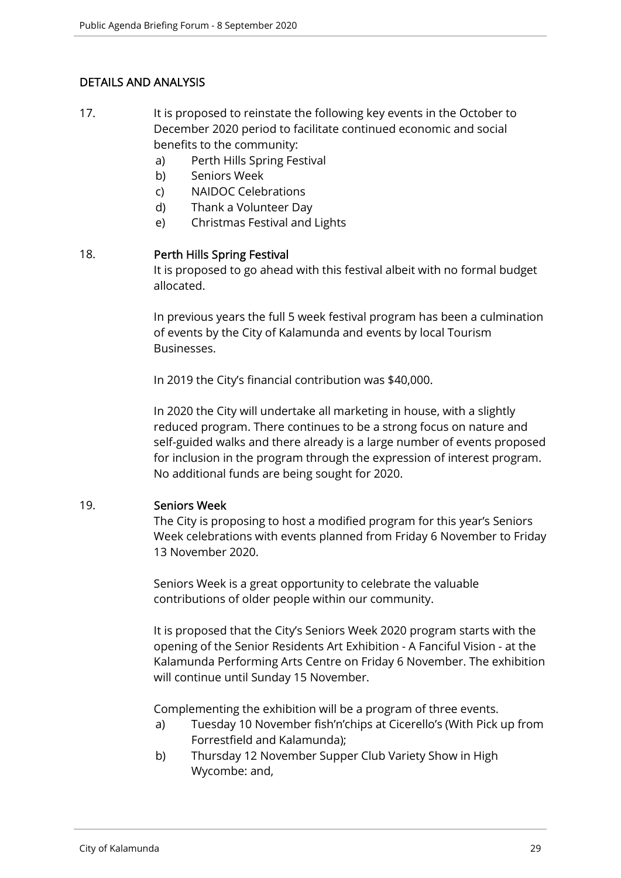## DETAILS AND ANALYSIS

17. It is proposed to reinstate the following key events in the October to December 2020 period to facilitate continued economic and social benefits to the community:
    a) Perth Hills Spring Festival
    b) Seniors Week
    c) NAIDOC Celebrations
    d) Thank a Volunteer Day
    e) Christmas Festival and Lights

18. **Perth Hills Spring Festival**

    It is proposed to go ahead with this festival albeit with no formal budget allocated.

    In previous years the full 5 week festival program has been a culmination of events by the City of Kalamunda and events by local Tourism Businesses.

    In 2019 the City's financial contribution was $40,000.

    In 2020 the City will undertake all marketing in house, with a slightly reduced program. There continues to be a strong focus on nature and self-guided walks and there already is a large number of events proposed for inclusion in the program through the expression of interest program. No additional funds are being sought for 2020.

19. **Seniors Week**

    The City is proposing to host a modified program for this year's Seniors Week celebrations with events planned from Friday 6 November to Friday 13 November 2020.

    Seniors Week is a great opportunity to celebrate the valuable contributions of older people within our community.

    It is proposed that the City's Seniors Week 2020 program starts with the opening of the Senior Residents Art Exhibition - A Fanciful Vision - at the Kalamunda Performing Arts Centre on Friday 6 November. The exhibition will continue until Sunday 15 November.

    Complementing the exhibition will be a program of three events.
    a) Tuesday 10 November fish'n'chips at Cicerello's (With Pick up from Forrestfield and Kalamunda);
    b) Thursday 12 November Supper Club Variety Show in High Wycombe: and,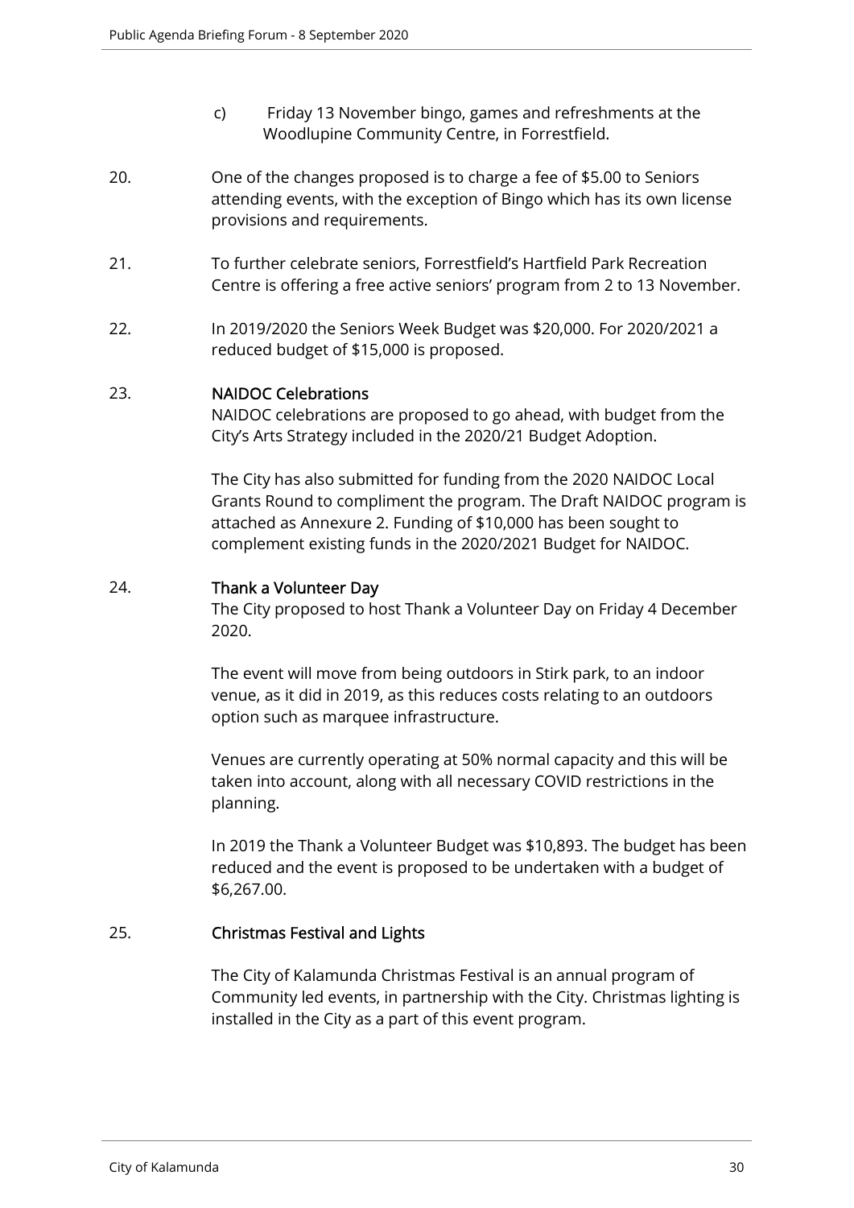c) Friday 13 November bingo, games and refreshments at the Woodlupine Community Centre, in Forrestfield.

20. One of the changes proposed is to charge a fee of $5.00 to Seniors attending events, with the exception of Bingo which has its own license provisions and requirements.

21. To further celebrate seniors, Forrestfield's Hartfield Park Recreation Centre is offering a free active seniors' program from 2 to 13 November.

22. In 2019/2020 the Seniors Week Budget was $20,000. For 2020/2021 a reduced budget of $15,000 is proposed.

23. **NAIDOC Celebrations**

NAIDOC celebrations are proposed to go ahead, with budget from the City's Arts Strategy included in the 2020/21 Budget Adoption.

The City has also submitted for funding from the 2020 NAIDOC Local Grants Round to compliment the program. The Draft NAIDOC program is attached as Annexure 2. Funding of $10,000 has been sought to complement existing funds in the 2020/2021 Budget for NAIDOC.

24. **Thank a Volunteer Day**

The City proposed to host Thank a Volunteer Day on Friday 4 December 2020.

The event will move from being outdoors in Stirk park, to an indoor venue, as it did in 2019, as this reduces costs relating to an outdoors option such as marquee infrastructure.

Venues are currently operating at 50% normal capacity and this will be taken into account, along with all necessary COVID restrictions in the planning.

In 2019 the Thank a Volunteer Budget was $10,893. The budget has been reduced and the event is proposed to be undertaken with a budget of $6,267.00.

25. **Christmas Festival and Lights**

The City of Kalamunda Christmas Festival is an annual program of Community led events, in partnership with the City. Christmas lighting is installed in the City as a part of this event program.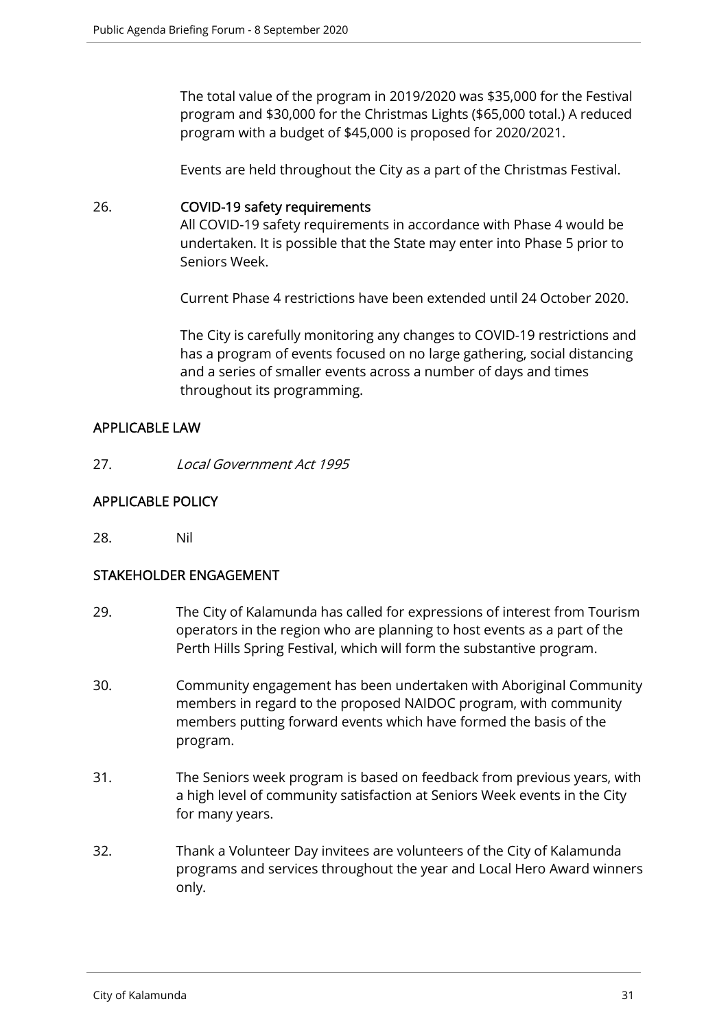The total value of the program in 2019/2020 was $35,000 for the Festival program and $30,000 for the Christmas Lights ($65,000 total.) A reduced program with a budget of $45,000 is proposed for 2020/2021.

Events are held throughout the City as a part of the Christmas Festival.

26. **COVID-19 safety requirements**
All COVID-19 safety requirements in accordance with Phase 4 would be undertaken. It is possible that the State may enter into Phase 5 prior to Seniors Week.

Current Phase 4 restrictions have been extended until 24 October 2020.

The City is carefully monitoring any changes to COVID-19 restrictions and has a program of events focused on no large gathering, social distancing and a series of smaller events across a number of days and times throughout its programming.

## APPLICABLE LAW

27. *Local Government Act 1995*

## APPLICABLE POLICY

28. Nil

## STAKEHOLDER ENGAGEMENT

29. The City of Kalamunda has called for expressions of interest from Tourism operators in the region who are planning to host events as a part of the Perth Hills Spring Festival, which will form the substantive program.

30. Community engagement has been undertaken with Aboriginal Community members in regard to the proposed NAIDOC program, with community members putting forward events which have formed the basis of the program.

31. The Seniors week program is based on feedback from previous years, with a high level of community satisfaction at Seniors Week events in the City for many years.

32. Thank a Volunteer Day invitees are volunteers of the City of Kalamunda programs and services throughout the year and Local Hero Award winners only.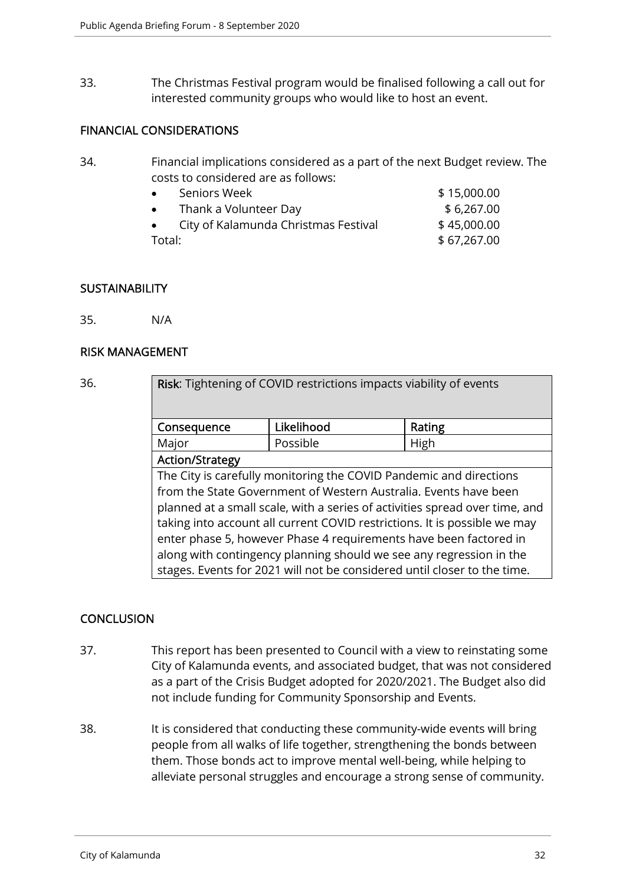33. The Christmas Festival program would be finalised following a call out for interested community groups who would like to host an event.

## FINANCIAL CONSIDERATIONS

34. Financial implications considered as a part of the next Budget review. The costs to considered are as follows:

- Seniors Week $ 15,000.00
- Thank a Volunteer Day $ 6,267.00
- City of Kalamunda Christmas Festival $ 45,000.00

Total: $ 67,267.00

## SUSTAINABILITY

35. N/A

## RISK MANAGEMENT

36.

| **Risk**: Tightening of COVID restrictions impacts viability of events | | |
|---|---|---|
| **Consequence** | **Likelihood** | **Rating** |
| Major | Possible | High |
| **Action/Strategy** | | |
| The City is carefully monitoring the COVID Pandemic and directions from the State Government of Western Australia. Events have been planned at a small scale, with a series of activities spread over time, and taking into account all current COVID restrictions. It is possible we may enter phase 5, however Phase 4 requirements have been factored in along with contingency planning should we see any regression in the stages. Events for 2021 will not be considered until closer to the time. | | |

## CONCLUSION

37. This report has been presented to Council with a view to reinstating some City of Kalamunda events, and associated budget, that was not considered as a part of the Crisis Budget adopted for 2020/2021. The Budget also did not include funding for Community Sponsorship and Events.

38. It is considered that conducting these community-wide events will bring people from all walks of life together, strengthening the bonds between them. Those bonds act to improve mental well-being, while helping to alleviate personal struggles and encourage a strong sense of community.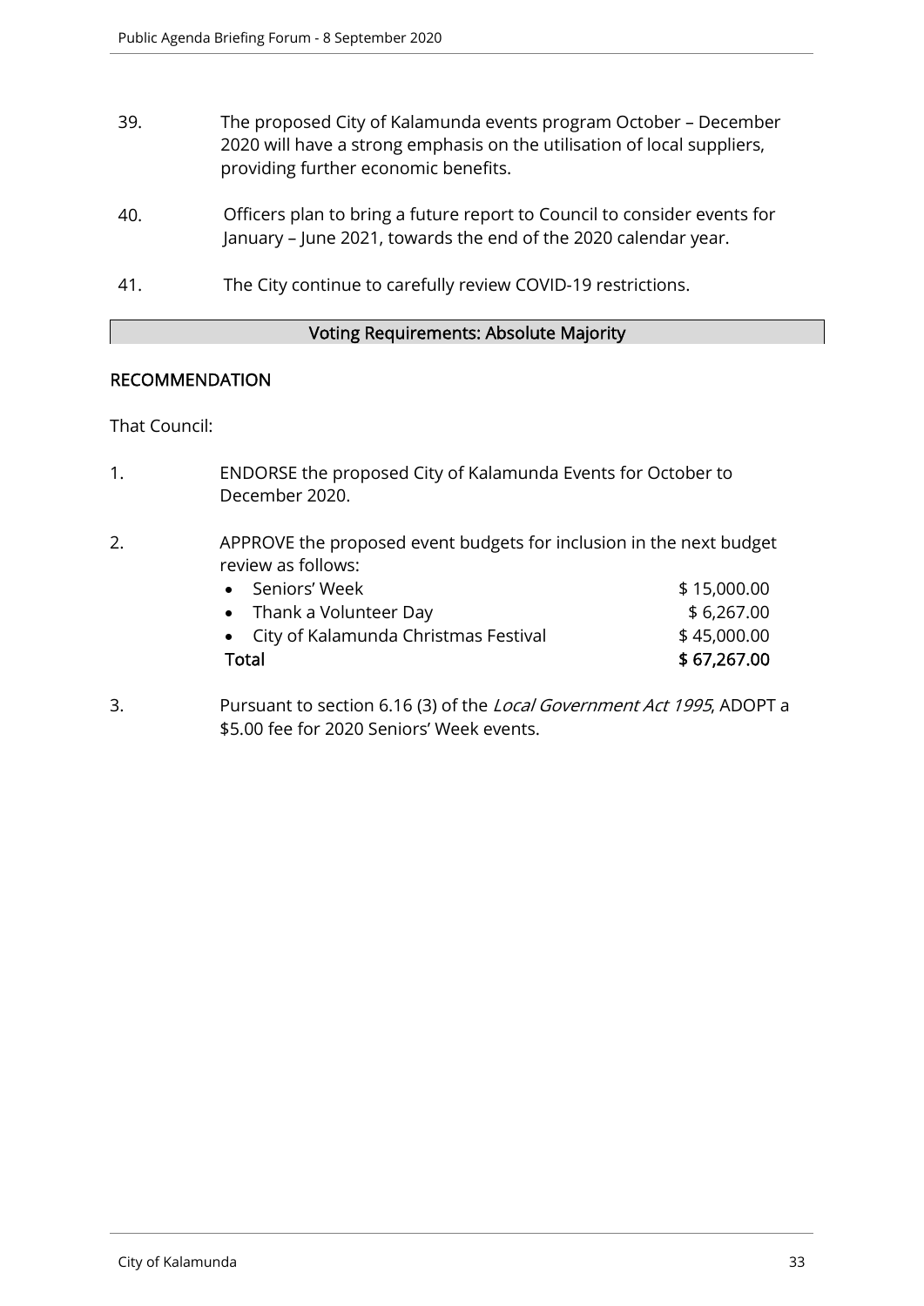39. The proposed City of Kalamunda events program October – December 2020 will have a strong emphasis on the utilisation of local suppliers, providing further economic benefits.

40. Officers plan to bring a future report to Council to consider events for January – June 2021, towards the end of the 2020 calendar year.

41. The City continue to carefully review COVID-19 restrictions.

**Voting Requirements: Absolute Majority**

## RECOMMENDATION

That Council:

1. ENDORSE the proposed City of Kalamunda Events for October to December 2020.

2. APPROVE the proposed event budgets for inclusion in the next budget review as follows:

| Event | Amount |
| --- | --- |
| • Seniors' Week | $ 15,000.00 |
| • Thank a Volunteer Day | $ 6,267.00 |
| • City of Kalamunda Christmas Festival | $ 45,000.00 |
| **Total** | **$ 67,267.00** |

3. Pursuant to section 6.16 (3) of the *Local Government Act 1995*, ADOPT a $5.00 fee for 2020 Seniors' Week events.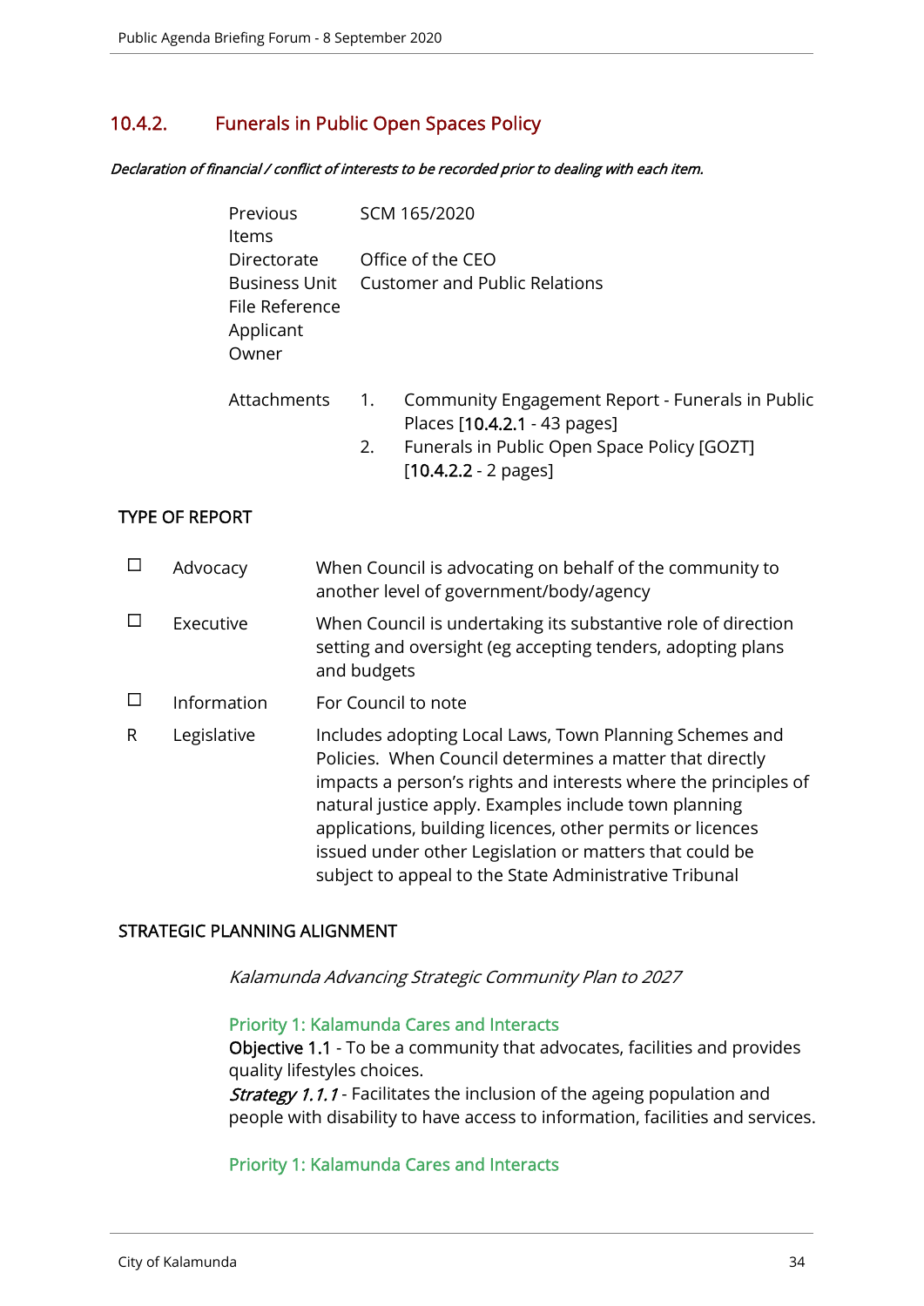## 10.4.2. Funerals in Public Open Spaces Policy

***Declaration of financial / conflict of interests to be recorded prior to dealing with each item.***

| | |
|---|---|
| Previous Items | SCM 165/2020 |
| Directorate | Office of the CEO |
| Business Unit | Customer and Public Relations |
| File Reference | |
| Applicant | |
| Owner | |

Attachments

1. Community Engagement Report - Funerals in Public Places [10.4.2.1 - 43 pages]
2. Funerals in Public Open Space Policy [GOZT] [10.4.2.2 - 2 pages]

### TYPE OF REPORT

| | | |
|---|---|---|
| ☐ | Advocacy | When Council is advocating on behalf of the community to another level of government/body/agency |
| ☐ | Executive | When Council is undertaking its substantive role of direction setting and oversight (eg accepting tenders, adopting plans and budgets |
| ☐ | Information | For Council to note |
| R | Legislative | Includes adopting Local Laws, Town Planning Schemes and Policies. When Council determines a matter that directly impacts a person's rights and interests where the principles of natural justice apply. Examples include town planning applications, building licences, other permits or licences issued under other Legislation or matters that could be subject to appeal to the State Administrative Tribunal |

### STRATEGIC PLANNING ALIGNMENT

*Kalamunda Advancing Strategic Community Plan to 2027*

Priority 1: Kalamunda Cares and Interacts

**Objective 1.1** - To be a community that advocates, facilities and provides quality lifestyles choices.

***Strategy 1.1.1*** - Facilitates the inclusion of the ageing population and people with disability to have access to information, facilities and services.

Priority 1: Kalamunda Cares and Interacts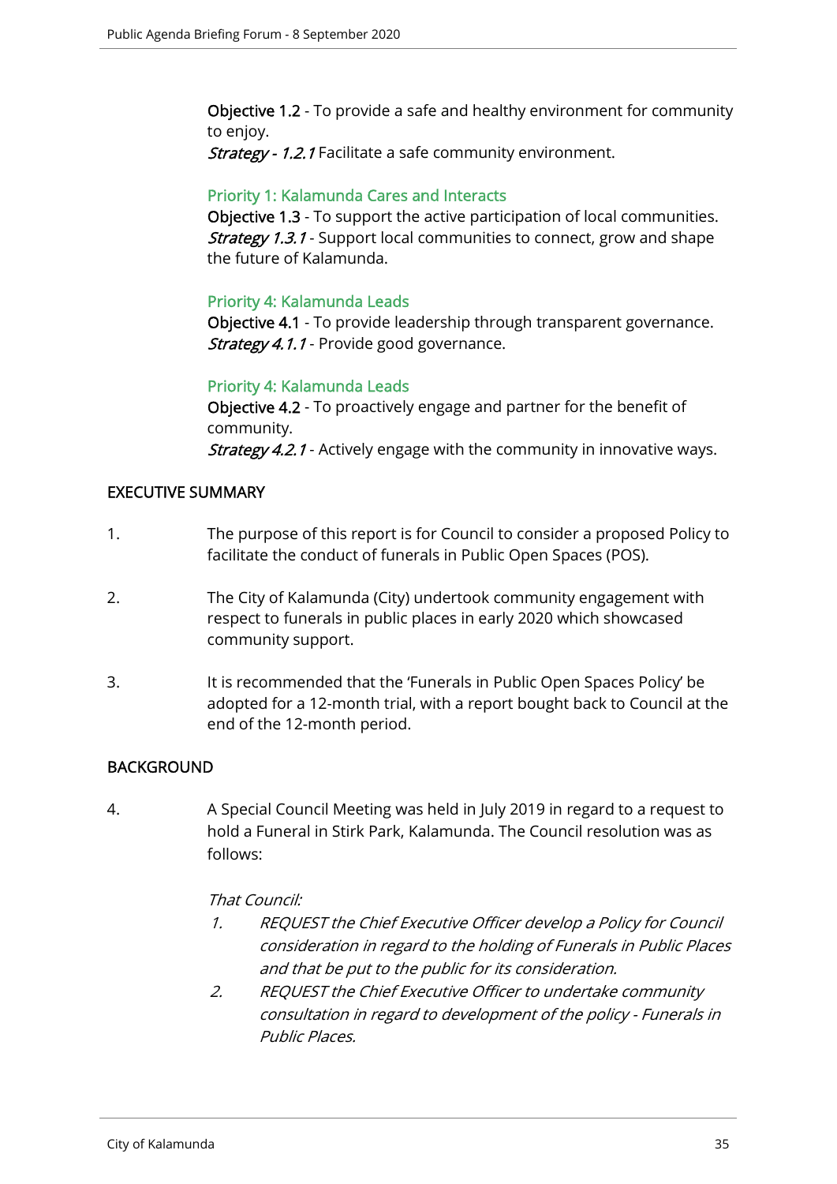**Objective 1.2** - To provide a safe and healthy environment for community to enjoy.
*Strategy - 1.2.1* Facilitate a safe community environment.

**Priority 1: Kalamunda Cares and Interacts**
**Objective 1.3** - To support the active participation of local communities.
*Strategy 1.3.1* - Support local communities to connect, grow and shape the future of Kalamunda.

**Priority 4: Kalamunda Leads**
**Objective 4.1** - To provide leadership through transparent governance.
*Strategy 4.1.1* - Provide good governance.

**Priority 4: Kalamunda Leads**
**Objective 4.2** - To proactively engage and partner for the benefit of community.
*Strategy 4.2.1* - Actively engage with the community in innovative ways.

## EXECUTIVE SUMMARY

1. The purpose of this report is for Council to consider a proposed Policy to facilitate the conduct of funerals in Public Open Spaces (POS).

2. The City of Kalamunda (City) undertook community engagement with respect to funerals in public places in early 2020 which showcased community support.

3. It is recommended that the 'Funerals in Public Open Spaces Policy' be adopted for a 12-month trial, with a report bought back to Council at the end of the 12-month period.

## BACKGROUND

4. A Special Council Meeting was held in July 2019 in regard to a request to hold a Funeral in Stirk Park, Kalamunda. The Council resolution was as follows:

   *That Council:*
   1. *REQUEST the Chief Executive Officer develop a Policy for Council consideration in regard to the holding of Funerals in Public Places and that be put to the public for its consideration.*
   2. *REQUEST the Chief Executive Officer to undertake community consultation in regard to development of the policy - Funerals in Public Places.*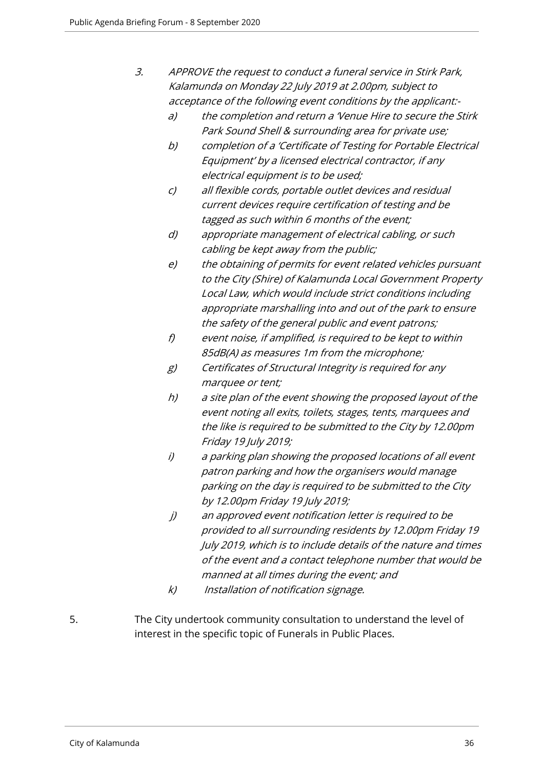3. *APPROVE the request to conduct a funeral service in Stirk Park, Kalamunda on Monday 22 July 2019 at 2.00pm, subject to acceptance of the following event conditions by the applicant:-*
    a) *the completion and return a 'Venue Hire to secure the Stirk Park Sound Shell & surrounding area for private use;*
    b) *completion of a 'Certificate of Testing for Portable Electrical Equipment' by a licensed electrical contractor, if any electrical equipment is to be used;*
    c) *all flexible cords, portable outlet devices and residual current devices require certification of testing and be tagged as such within 6 months of the event;*
    d) *appropriate management of electrical cabling, or such cabling be kept away from the public;*
    e) *the obtaining of permits for event related vehicles pursuant to the City (Shire) of Kalamunda Local Government Property Local Law, which would include strict conditions including appropriate marshalling into and out of the park to ensure the safety of the general public and event patrons;*
    f) *event noise, if amplified, is required to be kept to within 85dB(A) as measures 1m from the microphone;*
    g) *Certificates of Structural Integrity is required for any marquee or tent;*
    h) *a site plan of the event showing the proposed layout of the event noting all exits, toilets, stages, tents, marquees and the like is required to be submitted to the City by 12.00pm Friday 19 July 2019;*
    i) *a parking plan showing the proposed locations of all event patron parking and how the organisers would manage parking on the day is required to be submitted to the City by 12.00pm Friday 19 July 2019;*
    j) *an approved event notification letter is required to be provided to all surrounding residents by 12.00pm Friday 19 July 2019, which is to include details of the nature and times of the event and a contact telephone number that would be manned at all times during the event; and*
    k) *Installation of notification signage.*

5. The City undertook community consultation to understand the level of interest in the specific topic of Funerals in Public Places.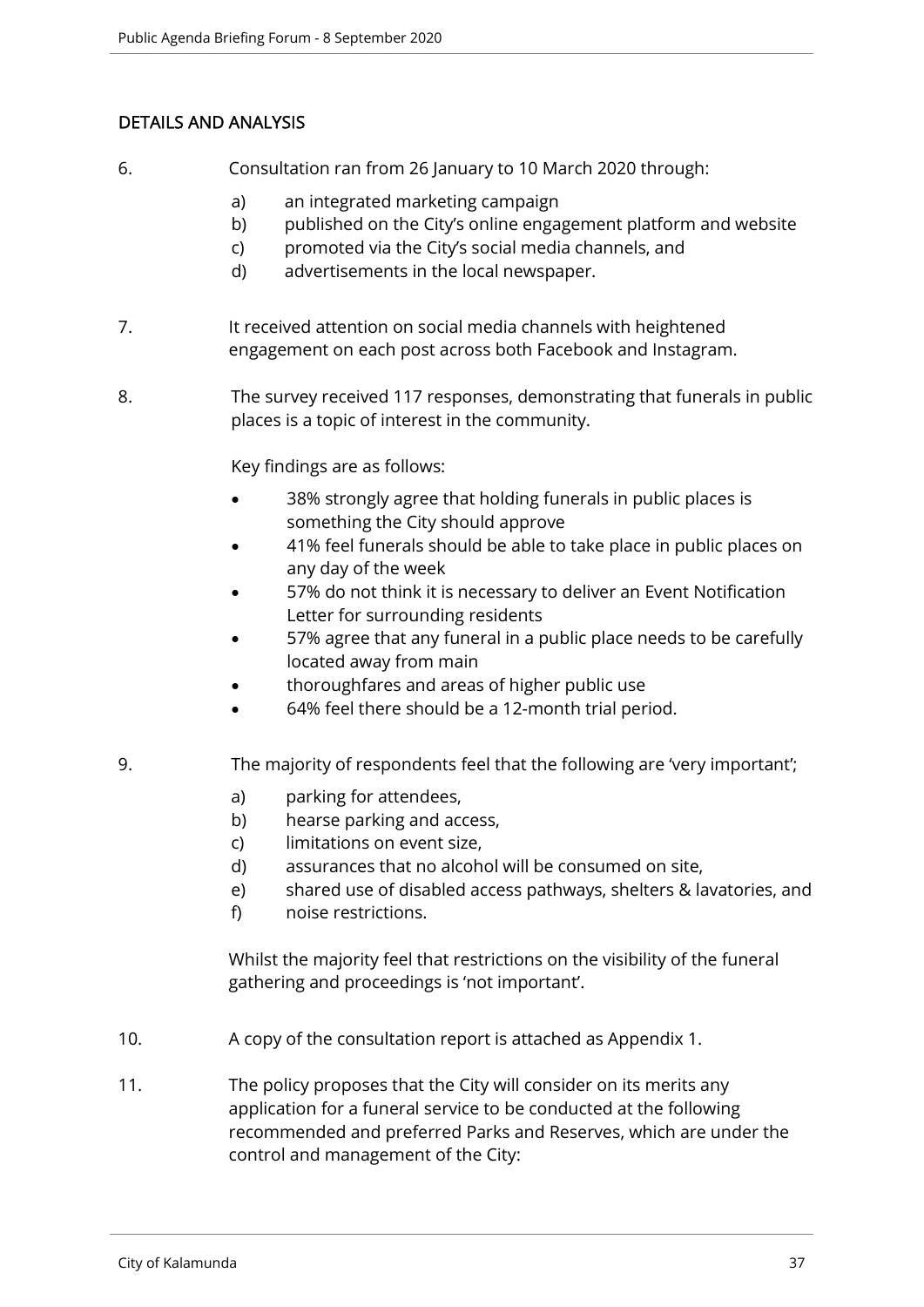## DETAILS AND ANALYSIS

6. Consultation ran from 26 January to 10 March 2020 through:

   a) an integrated marketing campaign
   b) published on the City's online engagement platform and website
   c) promoted via the City's social media channels, and
   d) advertisements in the local newspaper.

7. It received attention on social media channels with heightened engagement on each post across both Facebook and Instagram.

8. The survey received 117 responses, demonstrating that funerals in public places is a topic of interest in the community.

   Key findings are as follows:

   - 38% strongly agree that holding funerals in public places is something the City should approve
   - 41% feel funerals should be able to take place in public places on any day of the week
   - 57% do not think it is necessary to deliver an Event Notification Letter for surrounding residents
   - 57% agree that any funeral in a public place needs to be carefully located away from main
   - thoroughfares and areas of higher public use
   - 64% feel there should be a 12-month trial period.

9. The majority of respondents feel that the following are 'very important';

   a) parking for attendees,
   b) hearse parking and access,
   c) limitations on event size,
   d) assurances that no alcohol will be consumed on site,
   e) shared use of disabled access pathways, shelters & lavatories, and
   f) noise restrictions.

   Whilst the majority feel that restrictions on the visibility of the funeral gathering and proceedings is 'not important'.

10. A copy of the consultation report is attached as Appendix 1.

11. The policy proposes that the City will consider on its merits any application for a funeral service to be conducted at the following recommended and preferred Parks and Reserves, which are under the control and management of the City: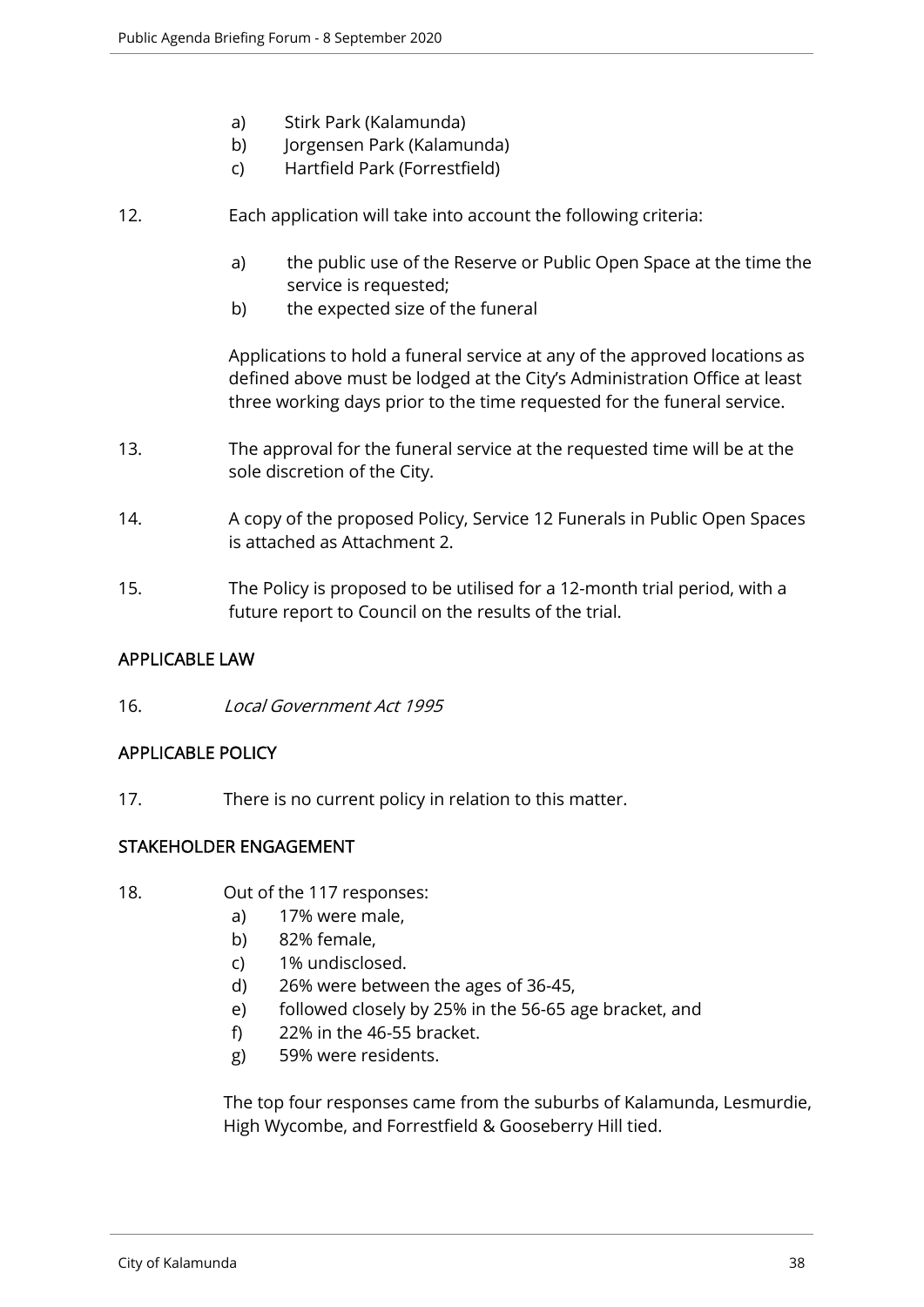a) Stirk Park (Kalamunda)
b) Jorgensen Park (Kalamunda)
c) Hartfield Park (Forrestfield)

12. Each application will take into account the following criteria:

    a) the public use of the Reserve or Public Open Space at the time the service is requested;
    b) the expected size of the funeral

    Applications to hold a funeral service at any of the approved locations as defined above must be lodged at the City's Administration Office at least three working days prior to the time requested for the funeral service.

13. The approval for the funeral service at the requested time will be at the sole discretion of the City.

14. A copy of the proposed Policy, Service 12 Funerals in Public Open Spaces is attached as Attachment 2.

15. The Policy is proposed to be utilised for a 12-month trial period, with a future report to Council on the results of the trial.

## APPLICABLE LAW

16. *Local Government Act 1995*

## APPLICABLE POLICY

17. There is no current policy in relation to this matter.

## STAKEHOLDER ENGAGEMENT

18. Out of the 117 responses:
    a) 17% were male,
    b) 82% female,
    c) 1% undisclosed.
    d) 26% were between the ages of 36-45,
    e) followed closely by 25% in the 56-65 age bracket, and
    f) 22% in the 46-55 bracket.
    g) 59% were residents.

    The top four responses came from the suburbs of Kalamunda, Lesmurdie, High Wycombe, and Forrestfield & Gooseberry Hill tied.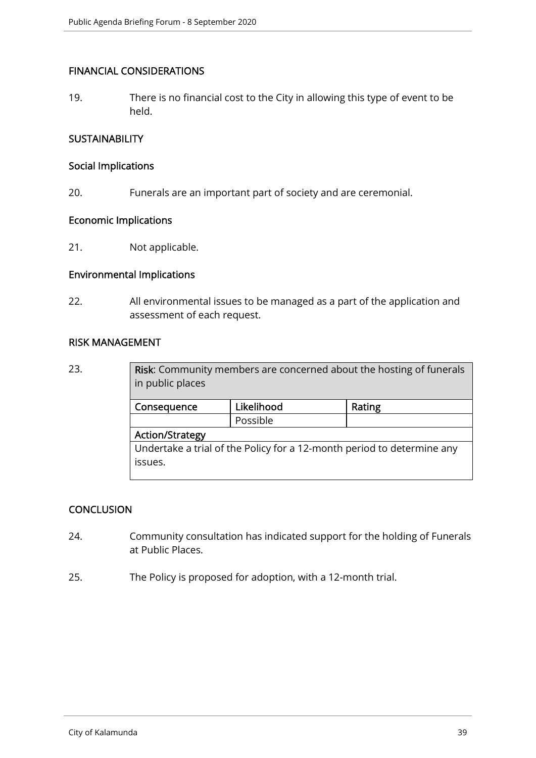## FINANCIAL CONSIDERATIONS

19. There is no financial cost to the City in allowing this type of event to be held.

## SUSTAINABILITY

### Social Implications

20. Funerals are an important part of society and are ceremonial.

### Economic Implications

21. Not applicable.

### Environmental Implications

22. All environmental issues to be managed as a part of the application and assessment of each request.

## RISK MANAGEMENT

23.

| **Risk**: Community members are concerned about the hosting of funerals in public places | | |
|---|---|---|
| **Consequence** | **Likelihood** | **Rating** |
| | Possible | |
| **Action/Strategy** | | |
| Undertake a trial of the Policy for a 12-month period to determine any issues. | | |

## CONCLUSION

24. Community consultation has indicated support for the holding of Funerals at Public Places.

25. The Policy is proposed for adoption, with a 12-month trial.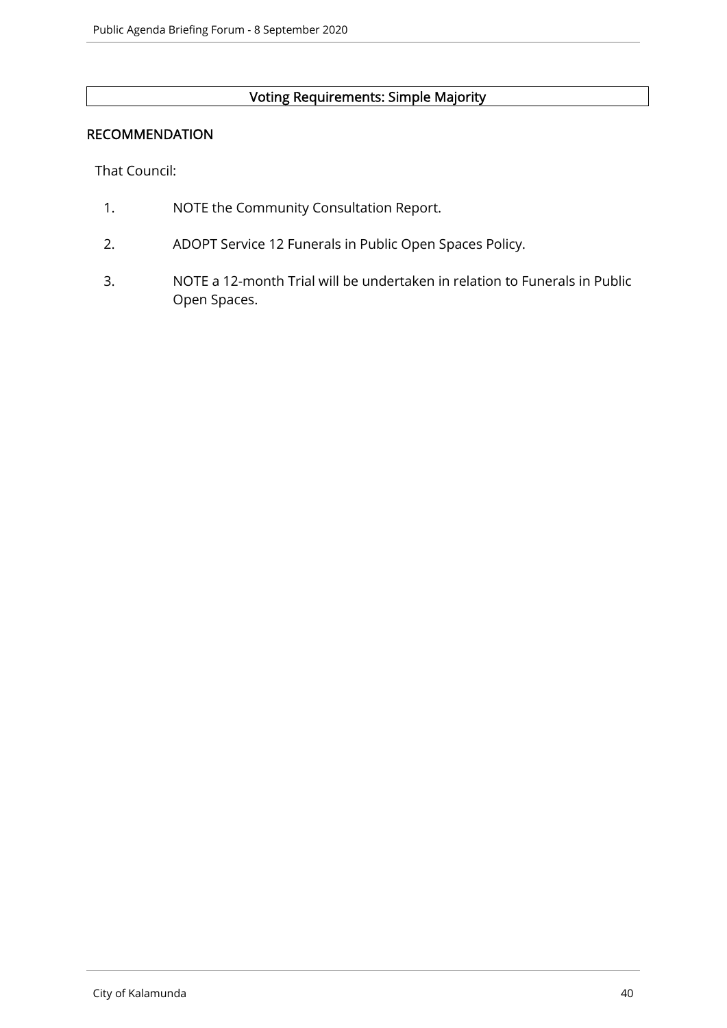**Voting Requirements: Simple Majority**

## RECOMMENDATION

That Council:

1. NOTE the Community Consultation Report.
2. ADOPT Service 12 Funerals in Public Open Spaces Policy.
3. NOTE a 12-month Trial will be undertaken in relation to Funerals in Public Open Spaces.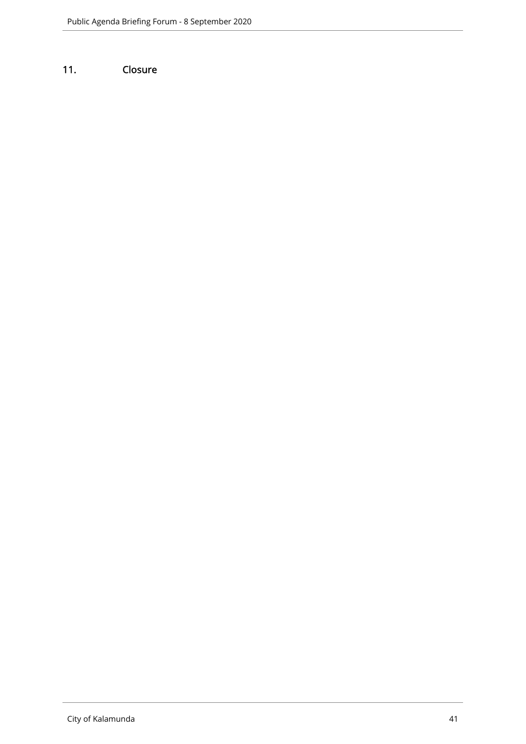## 11. Closure